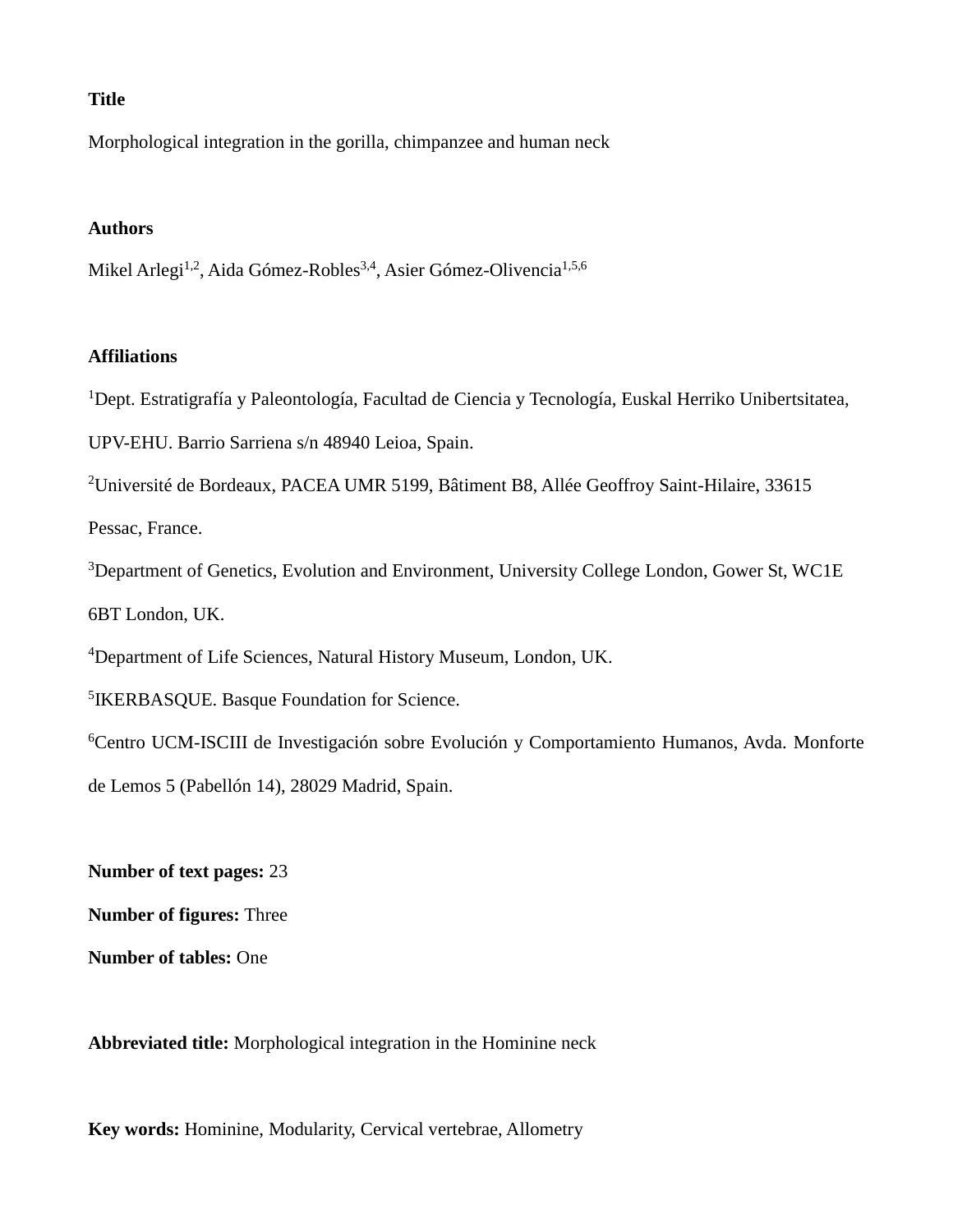**Title**

Morphological integration in the gorilla, chimpanzee and human neck

**Authors**

Mikel Arlegi[1,2], Aida Gómez-Robles[3,4], Asier Gómez-Olivencia[1,5,6]

**Affiliations**

[1]Dept. Estratigrafía y Paleontología, Facultad de Ciencia y Tecnología, Euskal Herriko Unibertsitatea, UPV-EHU. Barrio Sarriena s/n 48940 Leioa, Spain.

[2]Université de Bordeaux, PACEA UMR 5199, Bâtiment B8, Allée Geoffroy Saint-Hilaire, 33615 Pessac, France.

[3]Department of Genetics, Evolution and Environment, University College London, Gower St, WC1E 6BT London, UK.

[4]Department of Life Sciences, Natural History Museum, London, UK.

[5]IKERBASQUE. Basque Foundation for Science.

[6]Centro UCM-ISCIII de Investigación sobre Evolución y Comportamiento Humanos, Avda. Monforte de Lemos 5 (Pabellón 14), 28029 Madrid, Spain.

**Number of text pages:** 23

**Number of figures:** Three

**Number of tables:** One

**Abbreviated title:** Morphological integration in the Hominine neck

**Key words:** Hominine, Modularity, Cervical vertebrae, Allometry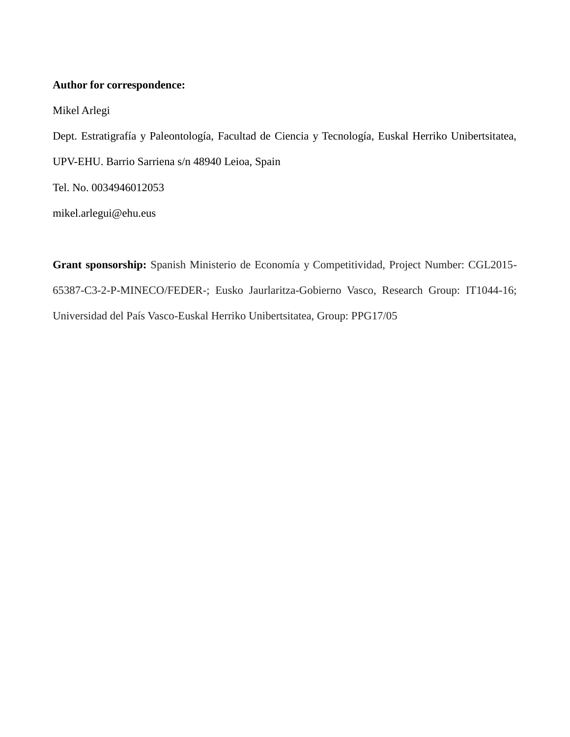**Author for correspondence:**

Mikel Arlegi

Dept. Estratigrafía y Paleontología, Facultad de Ciencia y Tecnología, Euskal Herriko Unibertsitatea, UPV-EHU. Barrio Sarriena s/n 48940 Leioa, Spain

Tel. No. 0034946012053

mikel.arlegui@ehu.eus

**Grant sponsorship:** Spanish Ministerio de Economía y Competitividad, Project Number: CGL2015-65387-C3-2-P-MINECO/FEDER-; Eusko Jaurlaritza-Gobierno Vasco, Research Group: IT1044-16; Universidad del País Vasco-Euskal Herriko Unibertsitatea, Group: PPG17/05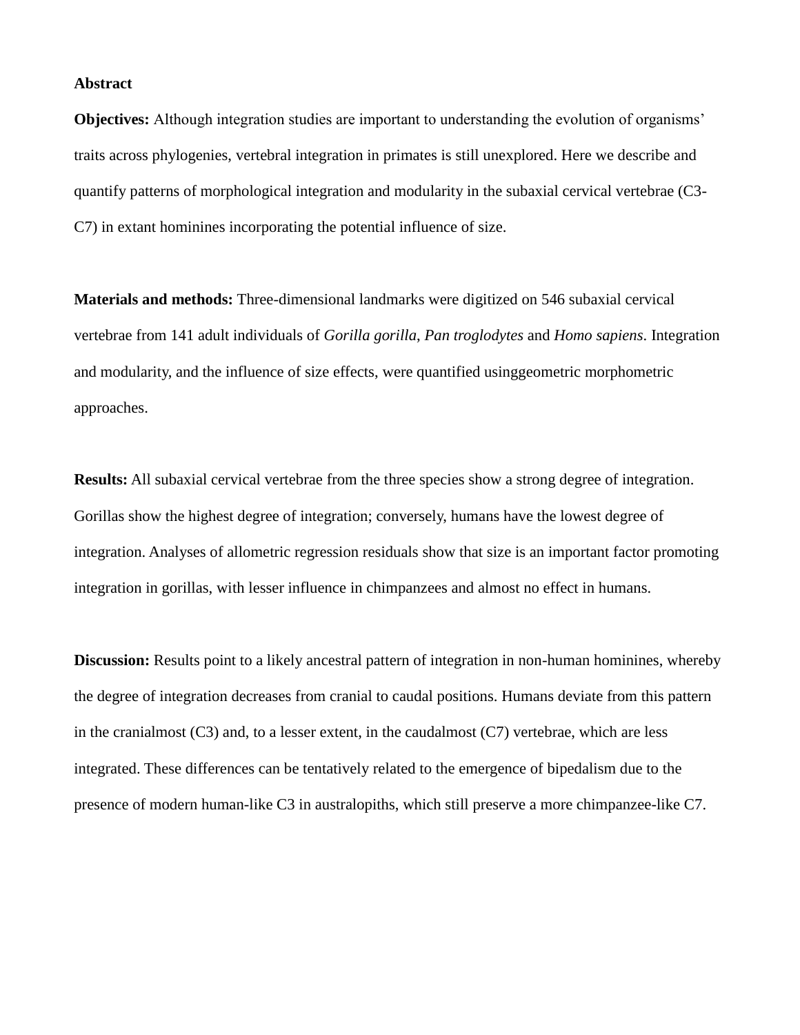**Abstract**

**Objectives:** Although integration studies are important to understanding the evolution of organisms' traits across phylogenies, vertebral integration in primates is still unexplored. Here we describe and quantify patterns of morphological integration and modularity in the subaxial cervical vertebrae (C3-C7) in extant hominines incorporating the potential influence of size.

**Materials and methods:** Three-dimensional landmarks were digitized on 546 subaxial cervical vertebrae from 141 adult individuals of *Gorilla gorilla*, *Pan troglodytes* and *Homo sapiens*. Integration and modularity, and the influence of size effects, were quantified usinggeometric morphometric approaches.

**Results:** All subaxial cervical vertebrae from the three species show a strong degree of integration. Gorillas show the highest degree of integration; conversely, humans have the lowest degree of integration. Analyses of allometric regression residuals show that size is an important factor promoting integration in gorillas, with lesser influence in chimpanzees and almost no effect in humans.

**Discussion:** Results point to a likely ancestral pattern of integration in non-human hominines, whereby the degree of integration decreases from cranial to caudal positions. Humans deviate from this pattern in the cranialmost (C3) and, to a lesser extent, in the caudalmost (C7) vertebrae, which are less integrated. These differences can be tentatively related to the emergence of bipedalism due to the presence of modern human-like C3 in australopiths, which still preserve a more chimpanzee-like C7.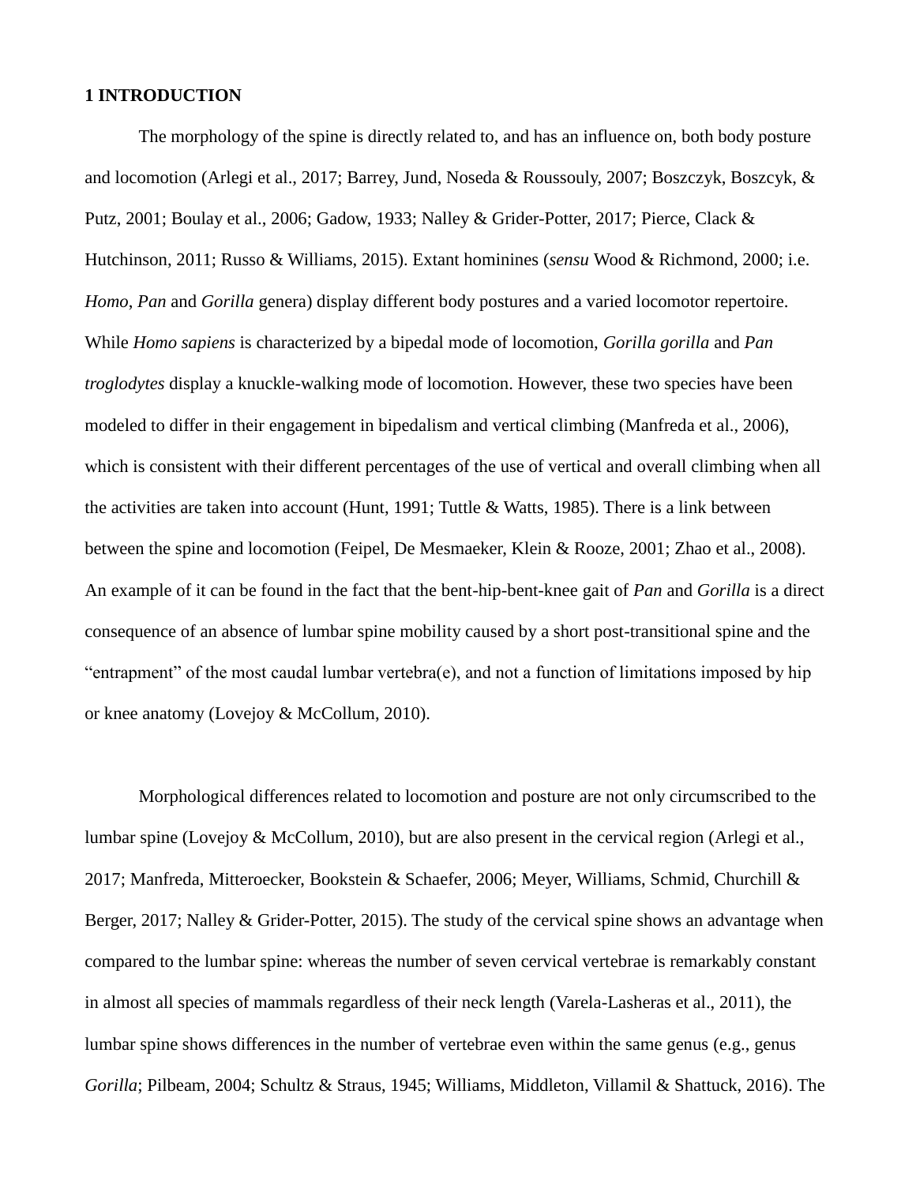# 1 INTRODUCTION

The morphology of the spine is directly related to, and has an influence on, both body posture and locomotion (Arlegi et al., 2017; Barrey, Jund, Noseda & Roussouly, 2007; Boszczyk, Boszcyk, & Putz, 2001; Boulay et al., 2006; Gadow, 1933; Nalley & Grider-Potter, 2017; Pierce, Clack & Hutchinson, 2011; Russo & Williams, 2015). Extant hominines (*sensu* Wood & Richmond, 2000; i.e. *Homo*, *Pan* and *Gorilla* genera) display different body postures and a varied locomotor repertoire. While *Homo sapiens* is characterized by a bipedal mode of locomotion, *Gorilla gorilla* and *Pan troglodytes* display a knuckle-walking mode of locomotion. However, these two species have been modeled to differ in their engagement in bipedalism and vertical climbing (Manfreda et al., 2006), which is consistent with their different percentages of the use of vertical and overall climbing when all the activities are taken into account (Hunt, 1991; Tuttle & Watts, 1985). There is a link between between the spine and locomotion (Feipel, De Mesmaeker, Klein & Rooze, 2001; Zhao et al., 2008). An example of it can be found in the fact that the bent-hip-bent-knee gait of *Pan* and *Gorilla* is a direct consequence of an absence of lumbar spine mobility caused by a short post-transitional spine and the “entrapment” of the most caudal lumbar vertebra(e), and not a function of limitations imposed by hip or knee anatomy (Lovejoy & McCollum, 2010).

Morphological differences related to locomotion and posture are not only circumscribed to the lumbar spine (Lovejoy & McCollum, 2010), but are also present in the cervical region (Arlegi et al., 2017; Manfreda, Mitteroecker, Bookstein & Schaefer, 2006; Meyer, Williams, Schmid, Churchill & Berger, 2017; Nalley & Grider-Potter, 2015). The study of the cervical spine shows an advantage when compared to the lumbar spine: whereas the number of seven cervical vertebrae is remarkably constant in almost all species of mammals regardless of their neck length (Varela-Lasheras et al., 2011), the lumbar spine shows differences in the number of vertebrae even within the same genus (e.g., genus *Gorilla*; Pilbeam, 2004; Schultz & Straus, 1945; Williams, Middleton, Villamil & Shattuck, 2016). The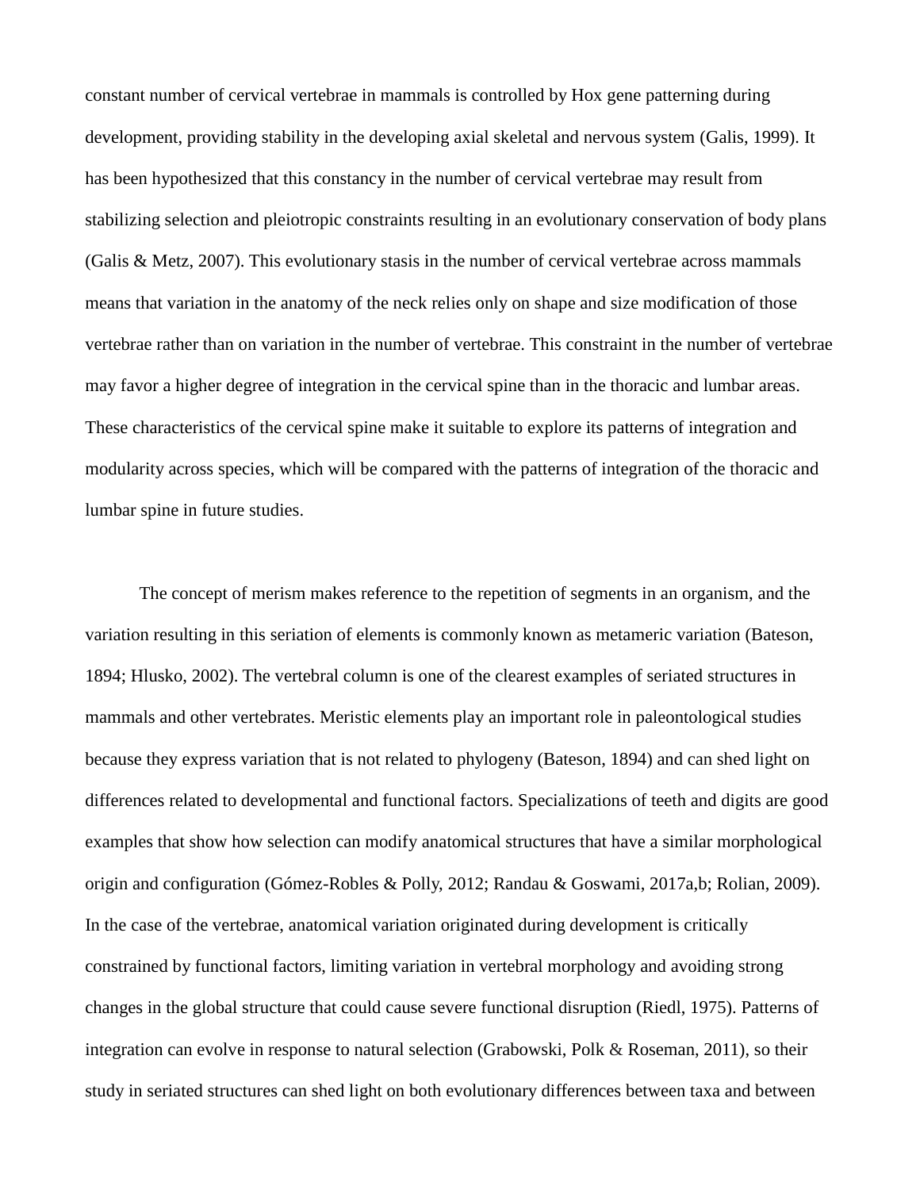constant number of cervical vertebrae in mammals is controlled by Hox gene patterning during development, providing stability in the developing axial skeletal and nervous system (Galis, 1999). It has been hypothesized that this constancy in the number of cervical vertebrae may result from stabilizing selection and pleiotropic constraints resulting in an evolutionary conservation of body plans (Galis & Metz, 2007). This evolutionary stasis in the number of cervical vertebrae across mammals means that variation in the anatomy of the neck relies only on shape and size modification of those vertebrae rather than on variation in the number of vertebrae. This constraint in the number of vertebrae may favor a higher degree of integration in the cervical spine than in the thoracic and lumbar areas. These characteristics of the cervical spine make it suitable to explore its patterns of integration and modularity across species, which will be compared with the patterns of integration of the thoracic and lumbar spine in future studies.

The concept of merism makes reference to the repetition of segments in an organism, and the variation resulting in this seriation of elements is commonly known as metameric variation (Bateson, 1894; Hlusko, 2002). The vertebral column is one of the clearest examples of seriated structures in mammals and other vertebrates. Meristic elements play an important role in paleontological studies because they express variation that is not related to phylogeny (Bateson, 1894) and can shed light on differences related to developmental and functional factors. Specializations of teeth and digits are good examples that show how selection can modify anatomical structures that have a similar morphological origin and configuration (Gómez-Robles & Polly, 2012; Randau & Goswami, 2017a,b; Rolian, 2009). In the case of the vertebrae, anatomical variation originated during development is critically constrained by functional factors, limiting variation in vertebral morphology and avoiding strong changes in the global structure that could cause severe functional disruption (Riedl, 1975). Patterns of integration can evolve in response to natural selection (Grabowski, Polk & Roseman, 2011), so their study in seriated structures can shed light on both evolutionary differences between taxa and between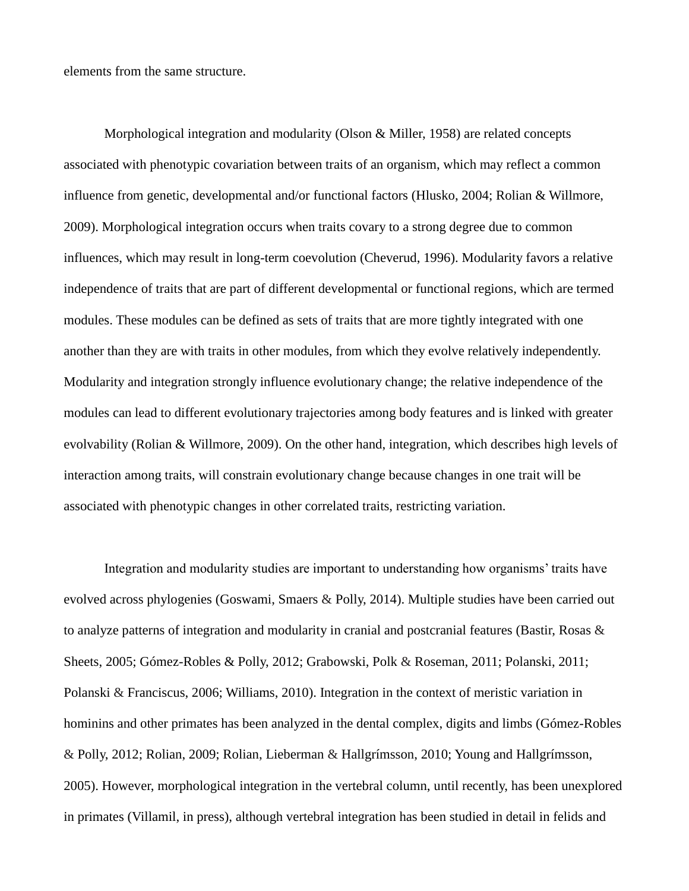elements from the same structure.

Morphological integration and modularity (Olson & Miller, 1958) are related concepts associated with phenotypic covariation between traits of an organism, which may reflect a common influence from genetic, developmental and/or functional factors (Hlusko, 2004; Rolian & Willmore, 2009). Morphological integration occurs when traits covary to a strong degree due to common influences, which may result in long-term coevolution (Cheverud, 1996). Modularity favors a relative independence of traits that are part of different developmental or functional regions, which are termed modules. These modules can be defined as sets of traits that are more tightly integrated with one another than they are with traits in other modules, from which they evolve relatively independently. Modularity and integration strongly influence evolutionary change; the relative independence of the modules can lead to different evolutionary trajectories among body features and is linked with greater evolvability (Rolian & Willmore, 2009). On the other hand, integration, which describes high levels of interaction among traits, will constrain evolutionary change because changes in one trait will be associated with phenotypic changes in other correlated traits, restricting variation.

Integration and modularity studies are important to understanding how organisms' traits have evolved across phylogenies (Goswami, Smaers & Polly, 2014). Multiple studies have been carried out to analyze patterns of integration and modularity in cranial and postcranial features (Bastir, Rosas & Sheets, 2005; Gómez-Robles & Polly, 2012; Grabowski, Polk & Roseman, 2011; Polanski, 2011; Polanski & Franciscus, 2006; Williams, 2010). Integration in the context of meristic variation in hominins and other primates has been analyzed in the dental complex, digits and limbs (Gómez-Robles & Polly, 2012; Rolian, 2009; Rolian, Lieberman & Hallgrímsson, 2010; Young and Hallgrímsson, 2005). However, morphological integration in the vertebral column, until recently, has been unexplored in primates (Villamil, in press), although vertebral integration has been studied in detail in felids and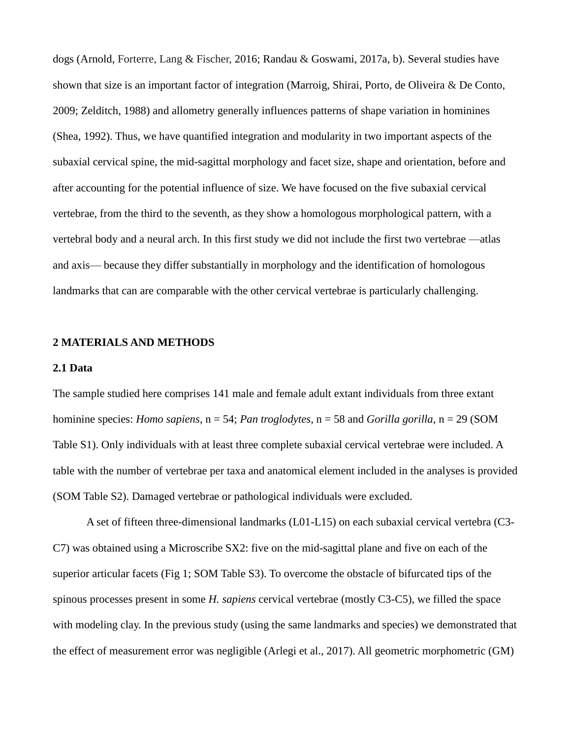dogs (Arnold, Forterre, Lang & Fischer, 2016; Randau & Goswami, 2017a, b). Several studies have shown that size is an important factor of integration (Marroig, Shirai, Porto, de Oliveira & De Conto, 2009; Zelditch, 1988) and allometry generally influences patterns of shape variation in hominines (Shea, 1992). Thus, we have quantified integration and modularity in two important aspects of the subaxial cervical spine, the mid-sagittal morphology and facet size, shape and orientation, before and after accounting for the potential influence of size. We have focused on the five subaxial cervical vertebrae, from the third to the seventh, as they show a homologous morphological pattern, with a vertebral body and a neural arch. In this first study we did not include the first two vertebrae —atlas and axis— because they differ substantially in morphology and the identification of homologous landmarks that can are comparable with the other cervical vertebrae is particularly challenging.

## 2 MATERIALS AND METHODS

### 2.1 Data

The sample studied here comprises 141 male and female adult extant individuals from three extant hominine species: *Homo sapiens*, n = 54; *Pan troglodytes*, n = 58 and *Gorilla gorilla*, n = 29 (SOM Table S1). Only individuals with at least three complete subaxial cervical vertebrae were included. A table with the number of vertebrae per taxa and anatomical element included in the analyses is provided (SOM Table S2). Damaged vertebrae or pathological individuals were excluded.

A set of fifteen three-dimensional landmarks (L01-L15) on each subaxial cervical vertebra (C3-C7) was obtained using a Microscribe SX2: five on the mid-sagittal plane and five on each of the superior articular facets (Fig 1; SOM Table S3). To overcome the obstacle of bifurcated tips of the spinous processes present in some *H. sapiens* cervical vertebrae (mostly C3-C5), we filled the space with modeling clay. In the previous study (using the same landmarks and species) we demonstrated that the effect of measurement error was negligible (Arlegi et al., 2017). All geometric morphometric (GM)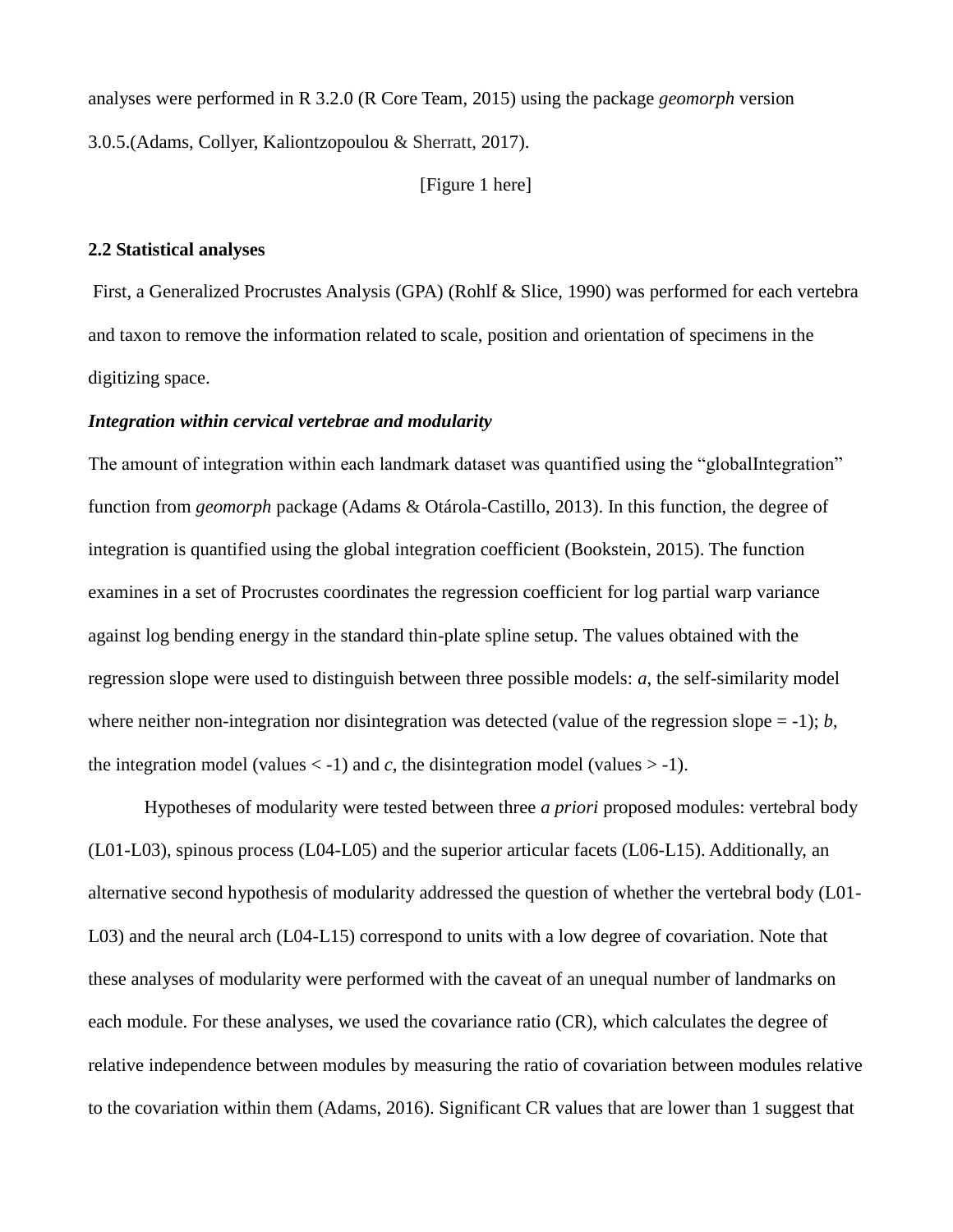analyses were performed in R 3.2.0 (R Core Team, 2015) using the package *geomorph* version 3.0.5.(Adams, Collyer, Kaliontzopoulou & Sherratt, 2017).

[Figure 1 here]

**2.2 Statistical analyses**

First, a Generalized Procrustes Analysis (GPA) (Rohlf & Slice, 1990) was performed for each vertebra and taxon to remove the information related to scale, position and orientation of specimens in the digitizing space.

***Integration within cervical vertebrae and modularity***

The amount of integration within each landmark dataset was quantified using the "globalIntegration" function from *geomorph* package (Adams & Otárola-Castillo, 2013). In this function, the degree of integration is quantified using the global integration coefficient (Bookstein, 2015). The function examines in a set of Procrustes coordinates the regression coefficient for log partial warp variance against log bending energy in the standard thin-plate spline setup. The values obtained with the regression slope were used to distinguish between three possible models: *a*, the self-similarity model where neither non-integration nor disintegration was detected (value of the regression slope = -1); *b*, the integration model (values < -1) and *c*, the disintegration model (values > -1).

Hypotheses of modularity were tested between three *a priori* proposed modules: vertebral body (L01-L03), spinous process (L04-L05) and the superior articular facets (L06-L15). Additionally, an alternative second hypothesis of modularity addressed the question of whether the vertebral body (L01-L03) and the neural arch (L04-L15) correspond to units with a low degree of covariation. Note that these analyses of modularity were performed with the caveat of an unequal number of landmarks on each module. For these analyses, we used the covariance ratio (CR), which calculates the degree of relative independence between modules by measuring the ratio of covariation between modules relative to the covariation within them (Adams, 2016). Significant CR values that are lower than 1 suggest that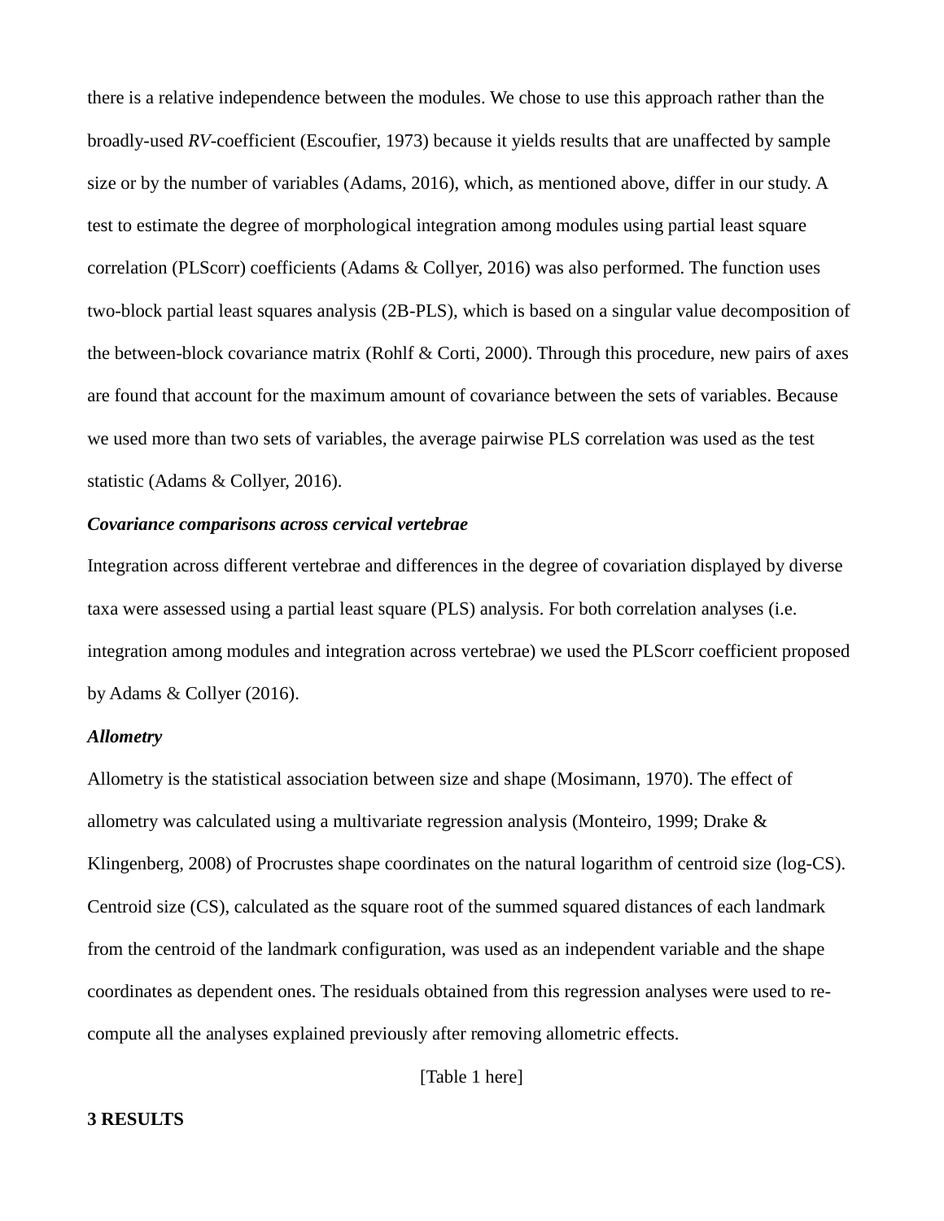there is a relative independence between the modules. We chose to use this approach rather than the broadly-used *RV*-coefficient (Escoufier, 1973) because it yields results that are unaffected by sample size or by the number of variables (Adams, 2016), which, as mentioned above, differ in our study. A test to estimate the degree of morphological integration among modules using partial least square correlation (PLScorr) coefficients (Adams & Collyer, 2016) was also performed. The function uses two-block partial least squares analysis (2B-PLS), which is based on a singular value decomposition of the between-block covariance matrix (Rohlf & Corti, 2000). Through this procedure, new pairs of axes are found that account for the maximum amount of covariance between the sets of variables. Because we used more than two sets of variables, the average pairwise PLS correlation was used as the test statistic (Adams & Collyer, 2016).

***Covariance comparisons across cervical vertebrae***

Integration across different vertebrae and differences in the degree of covariation displayed by diverse taxa were assessed using a partial least square (PLS) analysis. For both correlation analyses (i.e. integration among modules and integration across vertebrae) we used the PLScorr coefficient proposed by Adams & Collyer (2016).

***Allometry***

Allometry is the statistical association between size and shape (Mosimann, 1970). The effect of allometry was calculated using a multivariate regression analysis (Monteiro, 1999; Drake & Klingenberg, 2008) of Procrustes shape coordinates on the natural logarithm of centroid size (log-CS). Centroid size (CS), calculated as the square root of the summed squared distances of each landmark from the centroid of the landmark configuration, was used as an independent variable and the shape coordinates as dependent ones. The residuals obtained from this regression analyses were used to re-compute all the analyses explained previously after removing allometric effects.

[Table 1 here]

## 3 RESULTS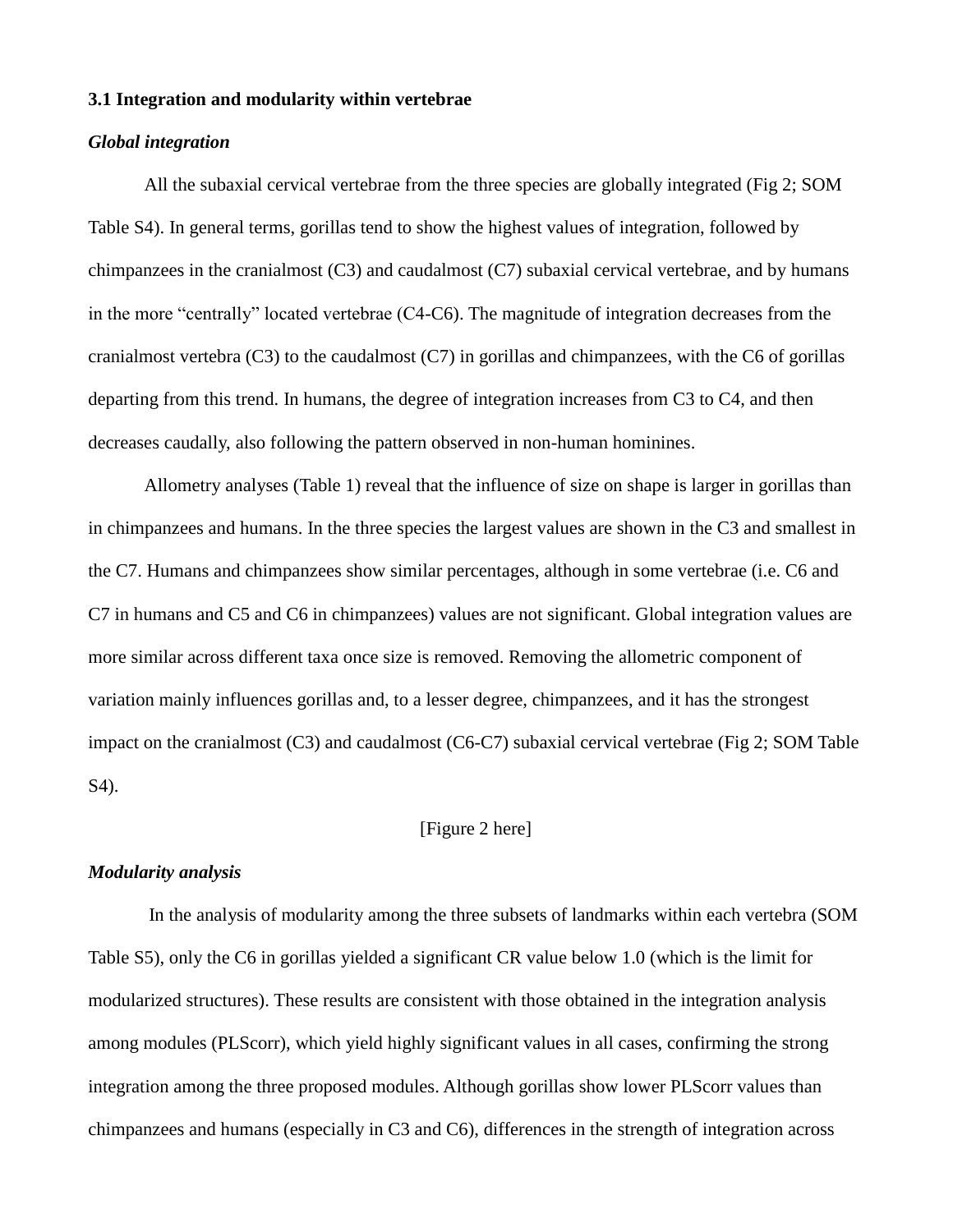### 3.1 Integration and modularity within vertebrae

***Global integration***

All the subaxial cervical vertebrae from the three species are globally integrated (Fig 2; SOM Table S4). In general terms, gorillas tend to show the highest values of integration, followed by chimpanzees in the cranialmost (C3) and caudalmost (C7) subaxial cervical vertebrae, and by humans in the more "centrally" located vertebrae (C4-C6). The magnitude of integration decreases from the cranialmost vertebra (C3) to the caudalmost (C7) in gorillas and chimpanzees, with the C6 of gorillas departing from this trend. In humans, the degree of integration increases from C3 to C4, and then decreases caudally, also following the pattern observed in non-human hominines.

Allometry analyses (Table 1) reveal that the influence of size on shape is larger in gorillas than in chimpanzees and humans. In the three species the largest values are shown in the C3 and smallest in the C7. Humans and chimpanzees show similar percentages, although in some vertebrae (i.e. C6 and C7 in humans and C5 and C6 in chimpanzees) values are not significant. Global integration values are more similar across different taxa once size is removed. Removing the allometric component of variation mainly influences gorillas and, to a lesser degree, chimpanzees, and it has the strongest impact on the cranialmost (C3) and caudalmost (C6-C7) subaxial cervical vertebrae (Fig 2; SOM Table S4).

[Figure 2 here]

***Modularity analysis***

In the analysis of modularity among the three subsets of landmarks within each vertebra (SOM Table S5), only the C6 in gorillas yielded a significant CR value below 1.0 (which is the limit for modularized structures). These results are consistent with those obtained in the integration analysis among modules (PLScorr), which yield highly significant values in all cases, confirming the strong integration among the three proposed modules. Although gorillas show lower PLScorr values than chimpanzees and humans (especially in C3 and C6), differences in the strength of integration across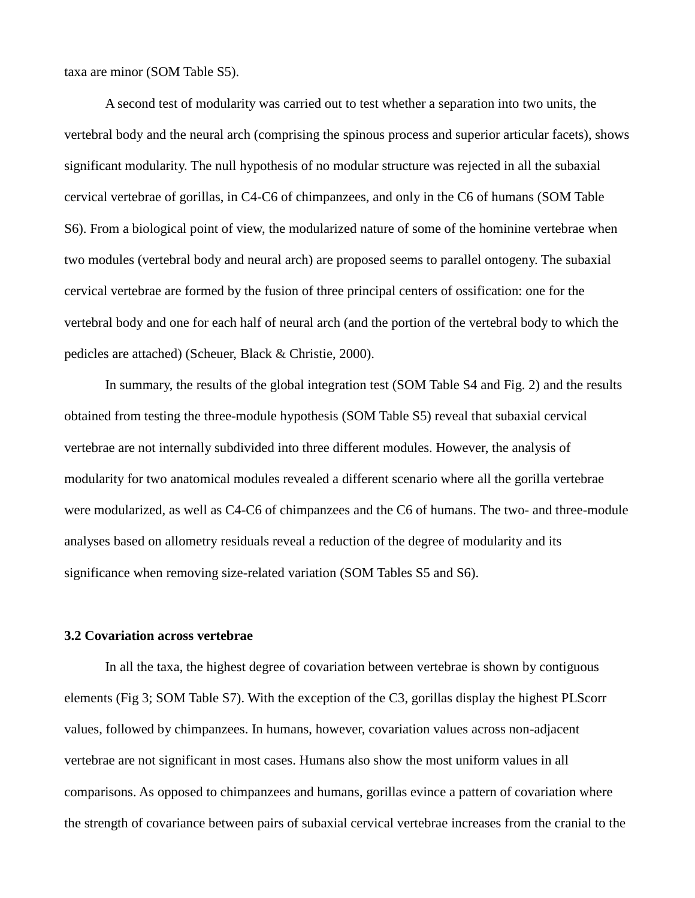taxa are minor (SOM Table S5).

A second test of modularity was carried out to test whether a separation into two units, the vertebral body and the neural arch (comprising the spinous process and superior articular facets), shows significant modularity. The null hypothesis of no modular structure was rejected in all the subaxial cervical vertebrae of gorillas, in C4-C6 of chimpanzees, and only in the C6 of humans (SOM Table S6). From a biological point of view, the modularized nature of some of the hominine vertebrae when two modules (vertebral body and neural arch) are proposed seems to parallel ontogeny. The subaxial cervical vertebrae are formed by the fusion of three principal centers of ossification: one for the vertebral body and one for each half of neural arch (and the portion of the vertebral body to which the pedicles are attached) (Scheuer, Black & Christie, 2000).

In summary, the results of the global integration test (SOM Table S4 and Fig. 2) and the results obtained from testing the three-module hypothesis (SOM Table S5) reveal that subaxial cervical vertebrae are not internally subdivided into three different modules. However, the analysis of modularity for two anatomical modules revealed a different scenario where all the gorilla vertebrae were modularized, as well as C4-C6 of chimpanzees and the C6 of humans. The two- and three-module analyses based on allometry residuals reveal a reduction of the degree of modularity and its significance when removing size-related variation (SOM Tables S5 and S6).

### 3.2 Covariation across vertebrae

In all the taxa, the highest degree of covariation between vertebrae is shown by contiguous elements (Fig 3; SOM Table S7). With the exception of the C3, gorillas display the highest PLScorr values, followed by chimpanzees. In humans, however, covariation values across non-adjacent vertebrae are not significant in most cases. Humans also show the most uniform values in all comparisons. As opposed to chimpanzees and humans, gorillas evince a pattern of covariation where the strength of covariance between pairs of subaxial cervical vertebrae increases from the cranial to the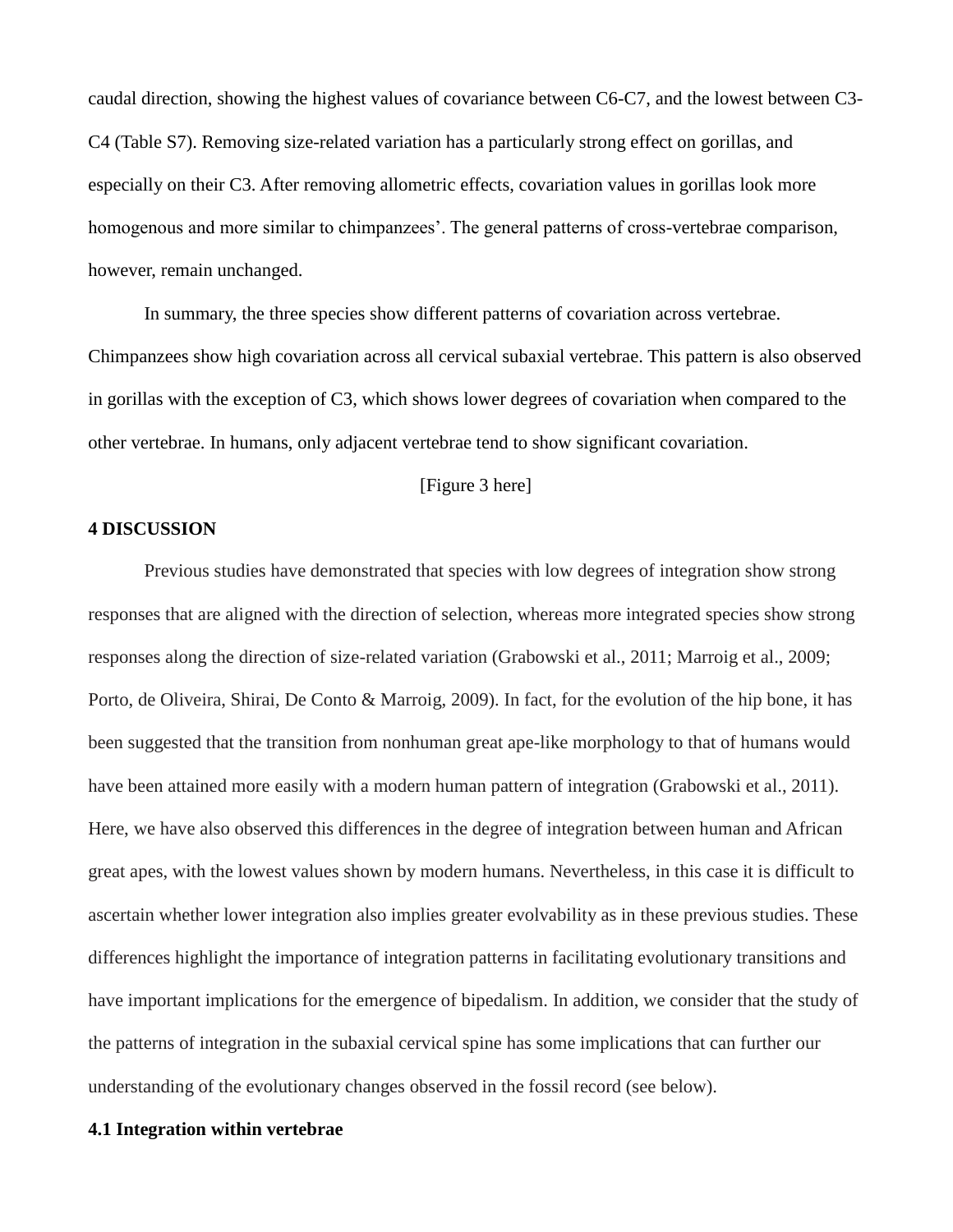caudal direction, showing the highest values of covariance between C6-C7, and the lowest between C3-C4 (Table S7). Removing size-related variation has a particularly strong effect on gorillas, and especially on their C3. After removing allometric effects, covariation values in gorillas look more homogenous and more similar to chimpanzees'. The general patterns of cross-vertebrae comparison, however, remain unchanged.

In summary, the three species show different patterns of covariation across vertebrae. Chimpanzees show high covariation across all cervical subaxial vertebrae. This pattern is also observed in gorillas with the exception of C3, which shows lower degrees of covariation when compared to the other vertebrae. In humans, only adjacent vertebrae tend to show significant covariation.

[Figure 3 here]

## 4 DISCUSSION

Previous studies have demonstrated that species with low degrees of integration show strong responses that are aligned with the direction of selection, whereas more integrated species show strong responses along the direction of size-related variation (Grabowski et al., 2011; Marroig et al., 2009; Porto, de Oliveira, Shirai, De Conto & Marroig, 2009). In fact, for the evolution of the hip bone, it has been suggested that the transition from nonhuman great ape-like morphology to that of humans would have been attained more easily with a modern human pattern of integration (Grabowski et al., 2011). Here, we have also observed this differences in the degree of integration between human and African great apes, with the lowest values shown by modern humans. Nevertheless, in this case it is difficult to ascertain whether lower integration also implies greater evolvability as in these previous studies. These differences highlight the importance of integration patterns in facilitating evolutionary transitions and have important implications for the emergence of bipedalism. In addition, we consider that the study of the patterns of integration in the subaxial cervical spine has some implications that can further our understanding of the evolutionary changes observed in the fossil record (see below).

### 4.1 Integration within vertebrae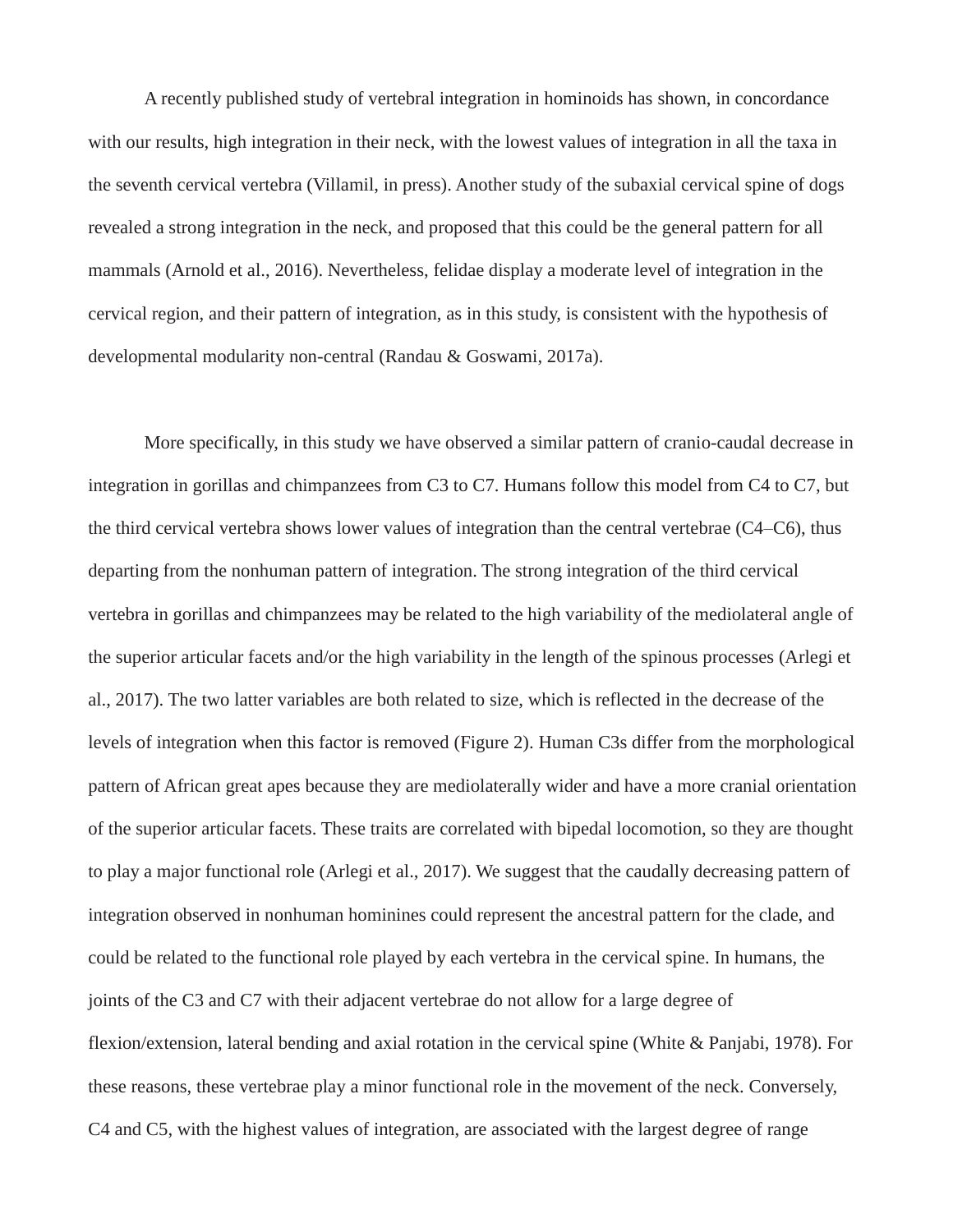A recently published study of vertebral integration in hominoids has shown, in concordance with our results, high integration in their neck, with the lowest values of integration in all the taxa in the seventh cervical vertebra (Villamil, in press). Another study of the subaxial cervical spine of dogs revealed a strong integration in the neck, and proposed that this could be the general pattern for all mammals (Arnold et al., 2016). Nevertheless, felidae display a moderate level of integration in the cervical region, and their pattern of integration, as in this study, is consistent with the hypothesis of developmental modularity non-central (Randau & Goswami, 2017a).

More specifically, in this study we have observed a similar pattern of cranio-caudal decrease in integration in gorillas and chimpanzees from C3 to C7. Humans follow this model from C4 to C7, but the third cervical vertebra shows lower values of integration than the central vertebrae (C4–C6), thus departing from the nonhuman pattern of integration. The strong integration of the third cervical vertebra in gorillas and chimpanzees may be related to the high variability of the mediolateral angle of the superior articular facets and/or the high variability in the length of the spinous processes (Arlegi et al., 2017). The two latter variables are both related to size, which is reflected in the decrease of the levels of integration when this factor is removed (Figure 2). Human C3s differ from the morphological pattern of African great apes because they are mediolaterally wider and have a more cranial orientation of the superior articular facets. These traits are correlated with bipedal locomotion, so they are thought to play a major functional role (Arlegi et al., 2017). We suggest that the caudally decreasing pattern of integration observed in nonhuman hominines could represent the ancestral pattern for the clade, and could be related to the functional role played by each vertebra in the cervical spine. In humans, the joints of the C3 and C7 with their adjacent vertebrae do not allow for a large degree of flexion/extension, lateral bending and axial rotation in the cervical spine (White & Panjabi, 1978). For these reasons, these vertebrae play a minor functional role in the movement of the neck. Conversely, C4 and C5, with the highest values of integration, are associated with the largest degree of range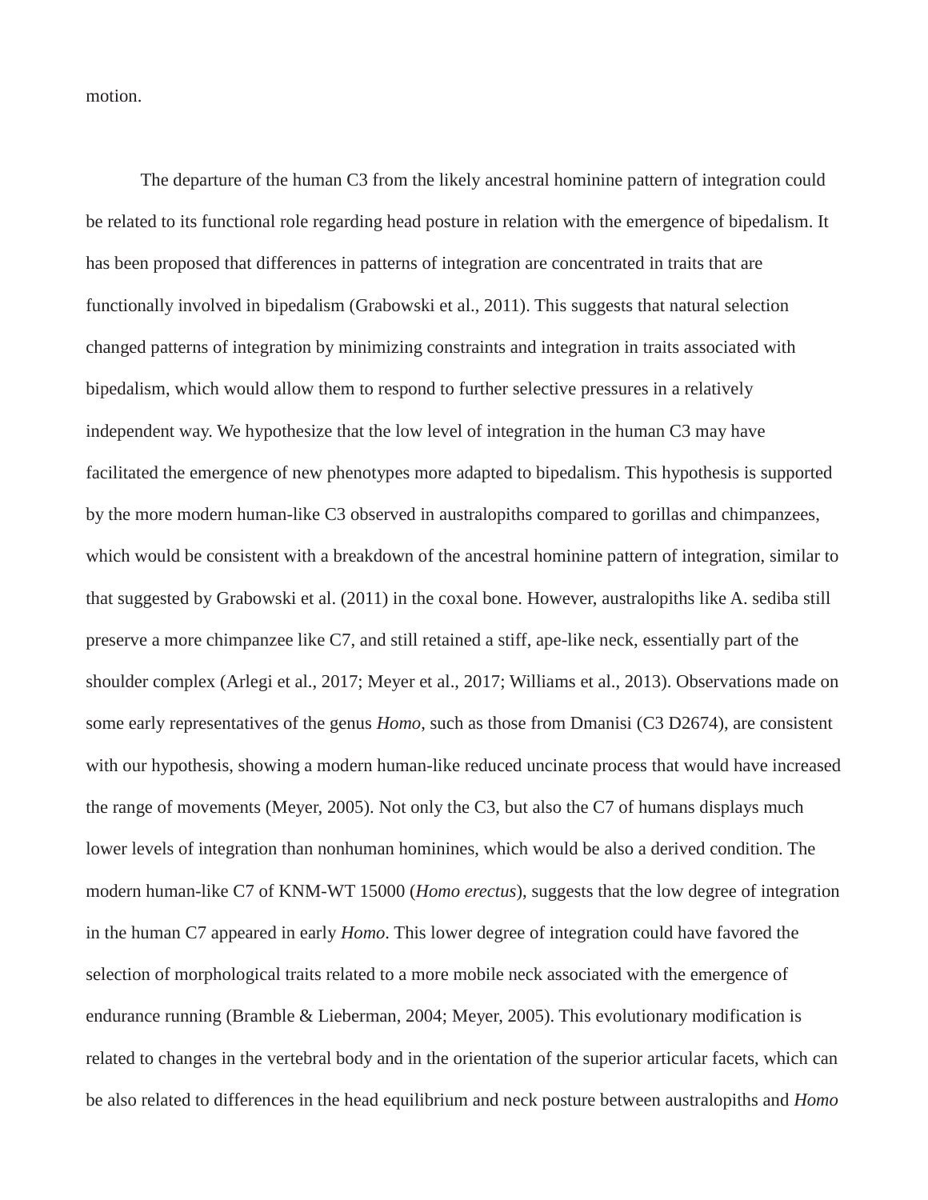motion.

The departure of the human C3 from the likely ancestral hominine pattern of integration could be related to its functional role regarding head posture in relation with the emergence of bipedalism. It has been proposed that differences in patterns of integration are concentrated in traits that are functionally involved in bipedalism (Grabowski et al., 2011). This suggests that natural selection changed patterns of integration by minimizing constraints and integration in traits associated with bipedalism, which would allow them to respond to further selective pressures in a relatively independent way. We hypothesize that the low level of integration in the human C3 may have facilitated the emergence of new phenotypes more adapted to bipedalism. This hypothesis is supported by the more modern human-like C3 observed in australopiths compared to gorillas and chimpanzees, which would be consistent with a breakdown of the ancestral hominine pattern of integration, similar to that suggested by Grabowski et al. (2011) in the coxal bone. However, australopiths like A. sediba still preserve a more chimpanzee like C7, and still retained a stiff, ape-like neck, essentially part of the shoulder complex (Arlegi et al., 2017; Meyer et al., 2017; Williams et al., 2013). Observations made on some early representatives of the genus *Homo*, such as those from Dmanisi (C3 D2674), are consistent with our hypothesis, showing a modern human-like reduced uncinate process that would have increased the range of movements (Meyer, 2005). Not only the C3, but also the C7 of humans displays much lower levels of integration than nonhuman hominines, which would be also a derived condition. The modern human-like C7 of KNM-WT 15000 (*Homo erectus*), suggests that the low degree of integration in the human C7 appeared in early *Homo*. This lower degree of integration could have favored the selection of morphological traits related to a more mobile neck associated with the emergence of endurance running (Bramble & Lieberman, 2004; Meyer, 2005). This evolutionary modification is related to changes in the vertebral body and in the orientation of the superior articular facets, which can be also related to differences in the head equilibrium and neck posture between australopiths and *Homo*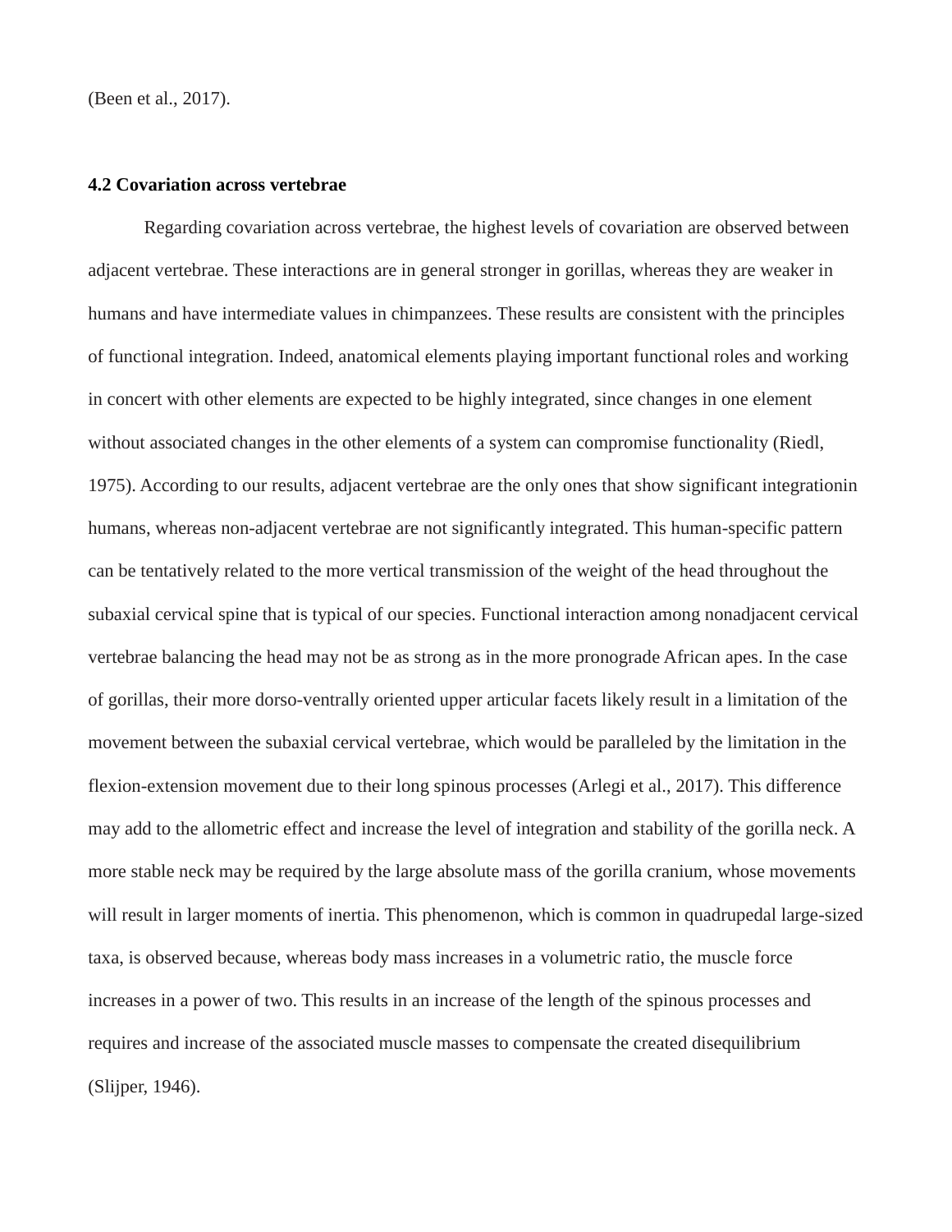(Been et al., 2017).

## 4.2 Covariation across vertebrae

Regarding covariation across vertebrae, the highest levels of covariation are observed between adjacent vertebrae. These interactions are in general stronger in gorillas, whereas they are weaker in humans and have intermediate values in chimpanzees. These results are consistent with the principles of functional integration. Indeed, anatomical elements playing important functional roles and working in concert with other elements are expected to be highly integrated, since changes in one element without associated changes in the other elements of a system can compromise functionality (Riedl, 1975). According to our results, adjacent vertebrae are the only ones that show significant integrationin humans, whereas non-adjacent vertebrae are not significantly integrated. This human-specific pattern can be tentatively related to the more vertical transmission of the weight of the head throughout the subaxial cervical spine that is typical of our species. Functional interaction among nonadjacent cervical vertebrae balancing the head may not be as strong as in the more pronograde African apes. In the case of gorillas, their more dorso-ventrally oriented upper articular facets likely result in a limitation of the movement between the subaxial cervical vertebrae, which would be paralleled by the limitation in the flexion-extension movement due to their long spinous processes (Arlegi et al., 2017). This difference may add to the allometric effect and increase the level of integration and stability of the gorilla neck. A more stable neck may be required by the large absolute mass of the gorilla cranium, whose movements will result in larger moments of inertia. This phenomenon, which is common in quadrupedal large-sized taxa, is observed because, whereas body mass increases in a volumetric ratio, the muscle force increases in a power of two. This results in an increase of the length of the spinous processes and requires and increase of the associated muscle masses to compensate the created disequilibrium (Slijper, 1946).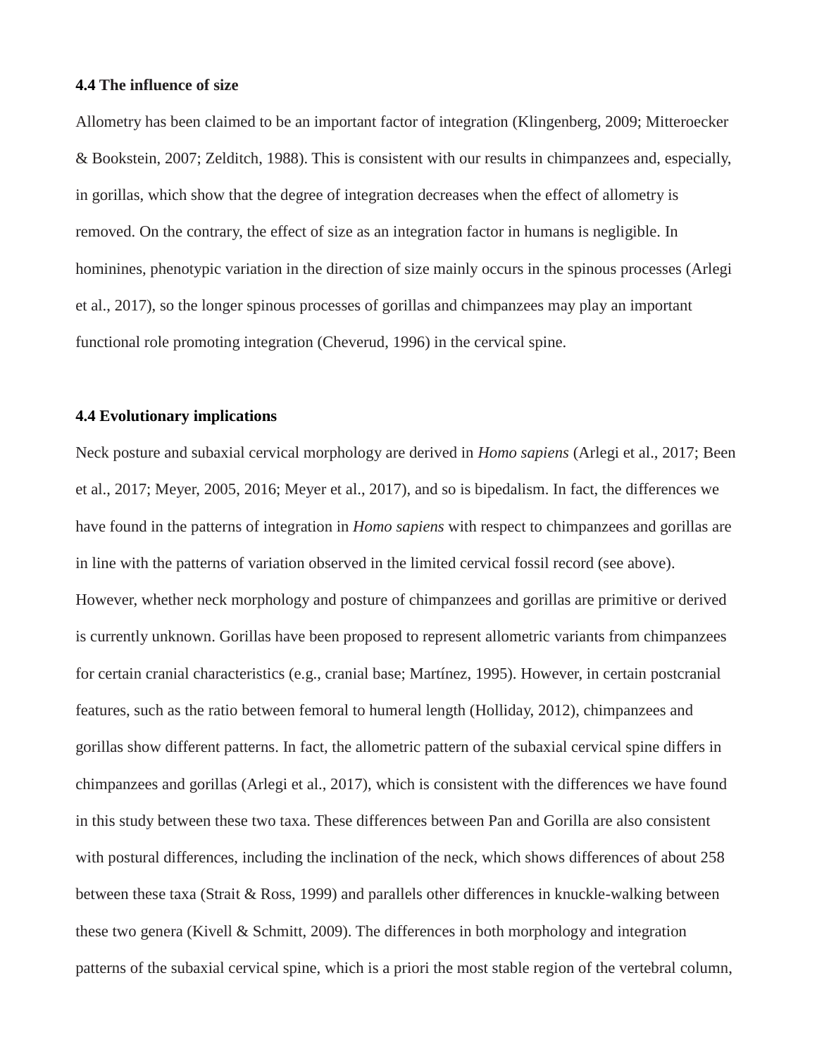#### 4.4 The influence of size

Allometry has been claimed to be an important factor of integration (Klingenberg, 2009; Mitteroecker & Bookstein, 2007; Zelditch, 1988). This is consistent with our results in chimpanzees and, especially, in gorillas, which show that the degree of integration decreases when the effect of allometry is removed. On the contrary, the effect of size as an integration factor in humans is negligible. In hominines, phenotypic variation in the direction of size mainly occurs in the spinous processes (Arlegi et al., 2017), so the longer spinous processes of gorillas and chimpanzees may play an important functional role promoting integration (Cheverud, 1996) in the cervical spine.

#### 4.4 Evolutionary implications

Neck posture and subaxial cervical morphology are derived in *Homo sapiens* (Arlegi et al., 2017; Been et al., 2017; Meyer, 2005, 2016; Meyer et al., 2017), and so is bipedalism. In fact, the differences we have found in the patterns of integration in *Homo sapiens* with respect to chimpanzees and gorillas are in line with the patterns of variation observed in the limited cervical fossil record (see above). However, whether neck morphology and posture of chimpanzees and gorillas are primitive or derived is currently unknown. Gorillas have been proposed to represent allometric variants from chimpanzees for certain cranial characteristics (e.g., cranial base; Martínez, 1995). However, in certain postcranial features, such as the ratio between femoral to humeral length (Holliday, 2012), chimpanzees and gorillas show different patterns. In fact, the allometric pattern of the subaxial cervical spine differs in chimpanzees and gorillas (Arlegi et al., 2017), which is consistent with the differences we have found in this study between these two taxa. These differences between Pan and Gorilla are also consistent with postural differences, including the inclination of the neck, which shows differences of about 258 between these taxa (Strait & Ross, 1999) and parallels other differences in knuckle-walking between these two genera (Kivell & Schmitt, 2009). The differences in both morphology and integration patterns of the subaxial cervical spine, which is a priori the most stable region of the vertebral column,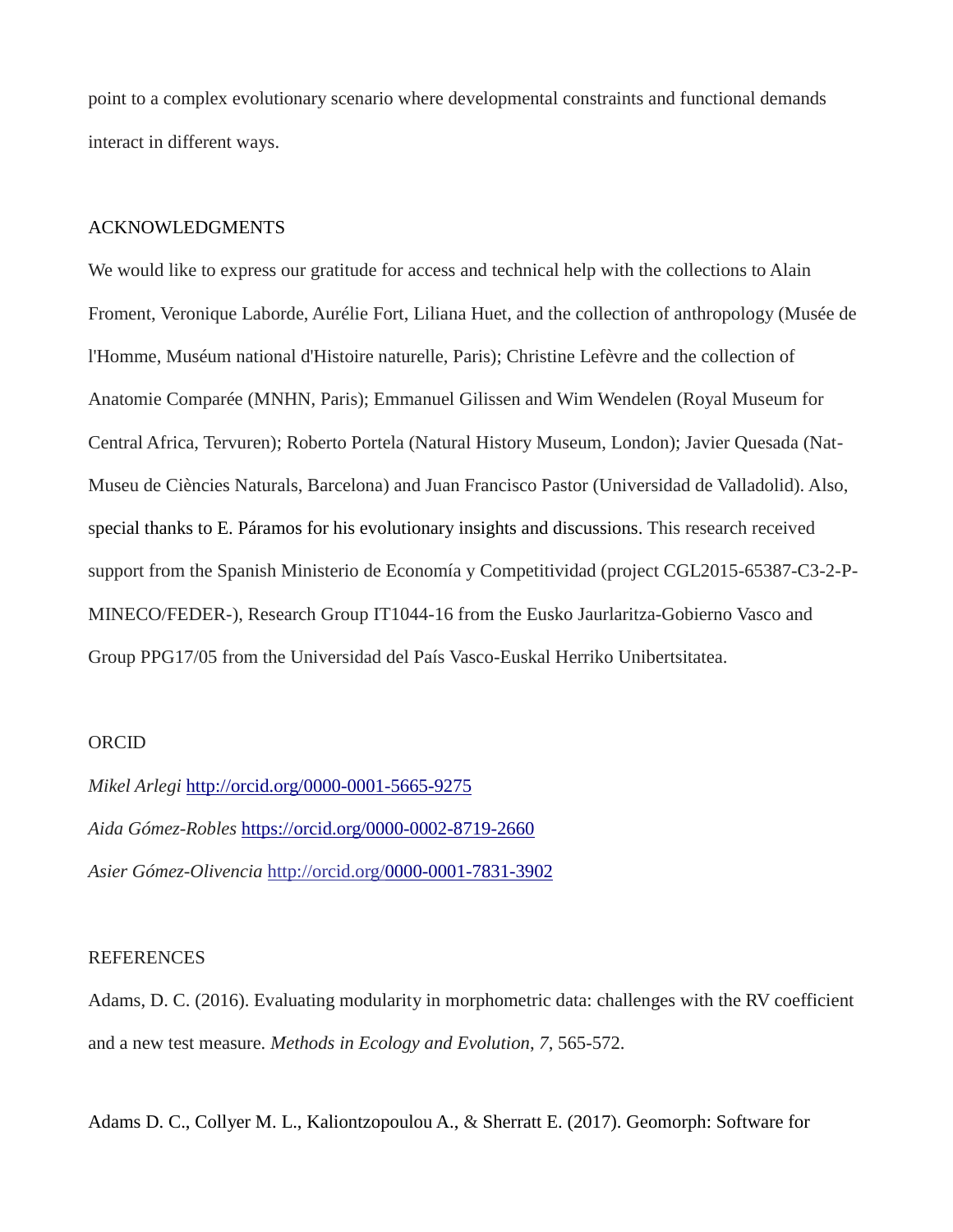point to a complex evolutionary scenario where developmental constraints and functional demands interact in different ways.

## ACKNOWLEDGMENTS

We would like to express our gratitude for access and technical help with the collections to Alain Froment, Veronique Laborde, Aurélie Fort, Liliana Huet, and the collection of anthropology (Musée de l'Homme, Muséum national d'Histoire naturelle, Paris); Christine Lefèvre and the collection of Anatomie Comparée (MNHN, Paris); Emmanuel Gilissen and Wim Wendelen (Royal Museum for Central Africa, Tervuren); Roberto Portela (Natural History Museum, London); Javier Quesada (Nat-Museu de Ciències Naturals, Barcelona) and Juan Francisco Pastor (Universidad de Valladolid). Also, special thanks to E. Páramos for his evolutionary insights and discussions. This research received support from the Spanish Ministerio de Economía y Competitividad (project CGL2015-65387-C3-2-P-MINECO/FEDER-), Research Group IT1044-16 from the Eusko Jaurlaritza-Gobierno Vasco and Group PPG17/05 from the Universidad del País Vasco-Euskal Herriko Unibertsitatea.

## ORCID

*Mikel Arlegi* http://orcid.org/0000-0001-5665-9275

*Aida Gómez-Robles* https://orcid.org/0000-0002-8719-2660

*Asier Gómez-Olivencia* http://orcid.org/0000-0001-7831-3902

## REFERENCES

Adams, D. C. (2016). Evaluating modularity in morphometric data: challenges with the RV coefficient and a new test measure. *Methods in Ecology and Evolution*, *7*, 565-572.

Adams D. C., Collyer M. L., Kaliontzopoulou A., & Sherratt E. (2017). Geomorph: Software for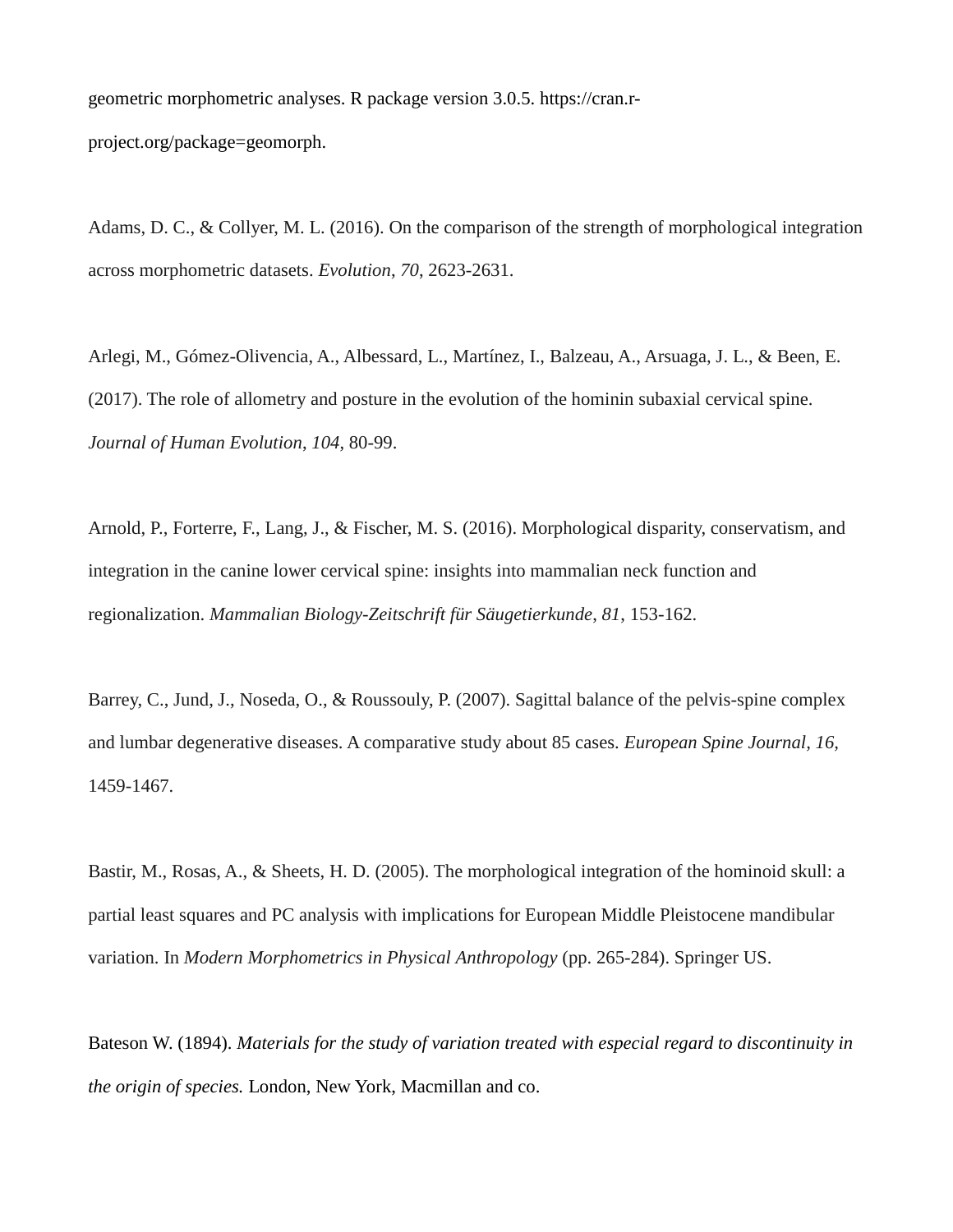geometric morphometric analyses. R package version 3.0.5. https://cran.r-project.org/package=geomorph.

Adams, D. C., & Collyer, M. L. (2016). On the comparison of the strength of morphological integration across morphometric datasets. *Evolution*, *70*, 2623-2631.

Arlegi, M., Gómez-Olivencia, A., Albessard, L., Martínez, I., Balzeau, A., Arsuaga, J. L., & Been, E. (2017). The role of allometry and posture in the evolution of the hominin subaxial cervical spine. *Journal of Human Evolution*, *104*, 80-99.

Arnold, P., Forterre, F., Lang, J., & Fischer, M. S. (2016). Morphological disparity, conservatism, and integration in the canine lower cervical spine: insights into mammalian neck function and regionalization. *Mammalian Biology-Zeitschrift für Säugetierkunde*, *81*, 153-162.

Barrey, C., Jund, J., Noseda, O., & Roussouly, P. (2007). Sagittal balance of the pelvis-spine complex and lumbar degenerative diseases. A comparative study about 85 cases. *European Spine Journal, 16,* 1459-1467.

Bastir, M., Rosas, A., & Sheets, H. D. (2005). The morphological integration of the hominoid skull: a partial least squares and PC analysis with implications for European Middle Pleistocene mandibular variation. In *Modern Morphometrics in Physical Anthropology* (pp. 265-284). Springer US.

Bateson W. (1894). *Materials for the study of variation treated with especial regard to discontinuity in the origin of species.* London, New York, Macmillan and co.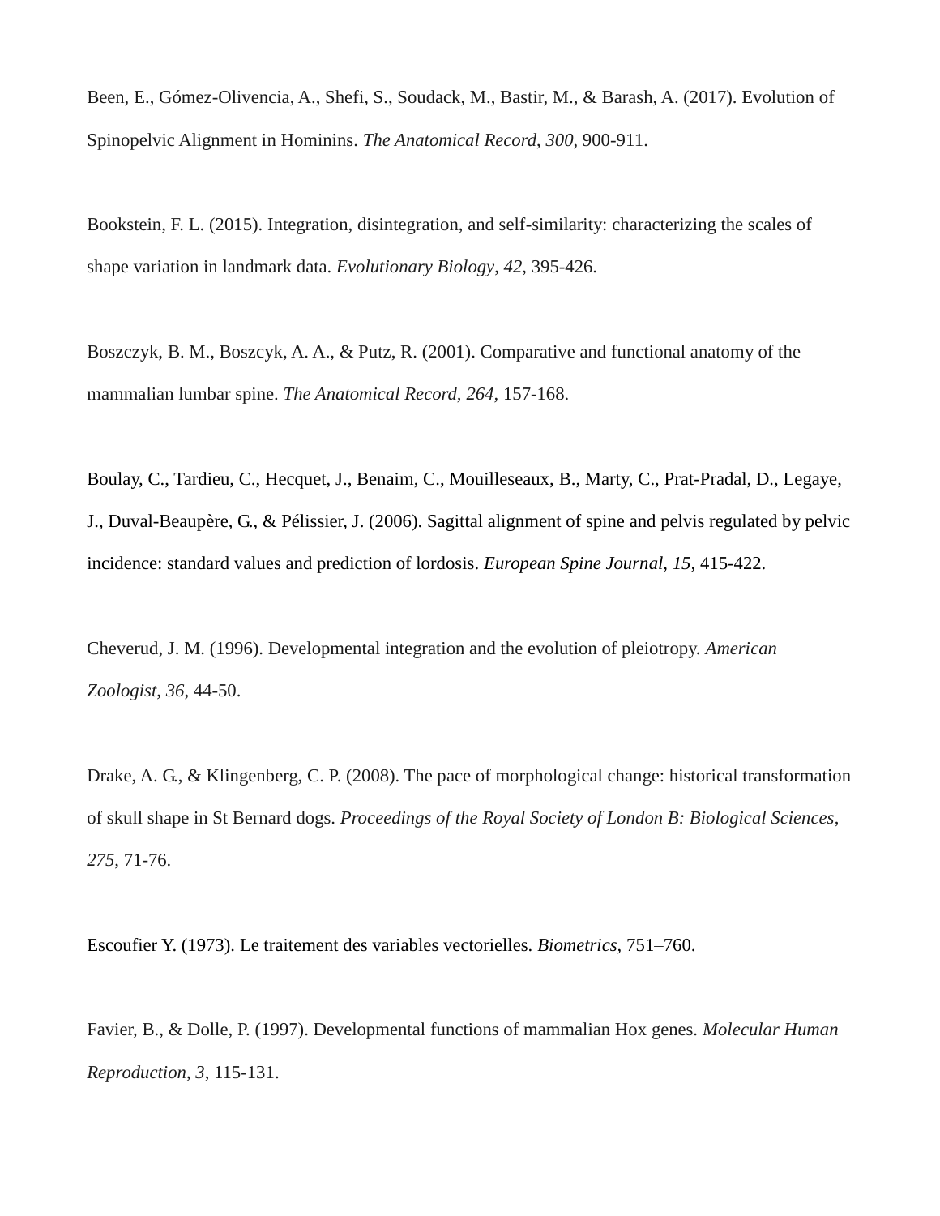Been, E., Gómez-Olivencia, A., Shefi, S., Soudack, M., Bastir, M., & Barash, A. (2017). Evolution of Spinopelvic Alignment in Hominins. *The Anatomical Record*, *300*, 900-911.

Bookstein, F. L. (2015). Integration, disintegration, and self-similarity: characterizing the scales of shape variation in landmark data. *Evolutionary Biology*, *42*, 395-426.

Boszczyk, B. M., Boszcyk, A. A., & Putz, R. (2001). Comparative and functional anatomy of the mammalian lumbar spine. *The Anatomical Record, 264*, 157-168.

Boulay, C., Tardieu, C., Hecquet, J., Benaim, C., Mouilleseaux, B., Marty, C., Prat-Pradal, D., Legaye, J., Duval-Beaupère, G., & Pélissier, J. (2006). Sagittal alignment of spine and pelvis regulated by pelvic incidence: standard values and prediction of lordosis. *European Spine Journal, 15*, 415-422.

Cheverud, J. M. (1996). Developmental integration and the evolution of pleiotropy. *American Zoologist*, *36*, 44-50.

Drake, A. G., & Klingenberg, C. P. (2008). The pace of morphological change: historical transformation of skull shape in St Bernard dogs. *Proceedings of the Royal Society of London B: Biological Sciences*, *275*, 71-76.

Escoufier Y. (1973). Le traitement des variables vectorielles. *Biometrics*, 751–760.

Favier, B., & Dolle, P. (1997). Developmental functions of mammalian Hox genes. *Molecular Human Reproduction*, *3*, 115-131.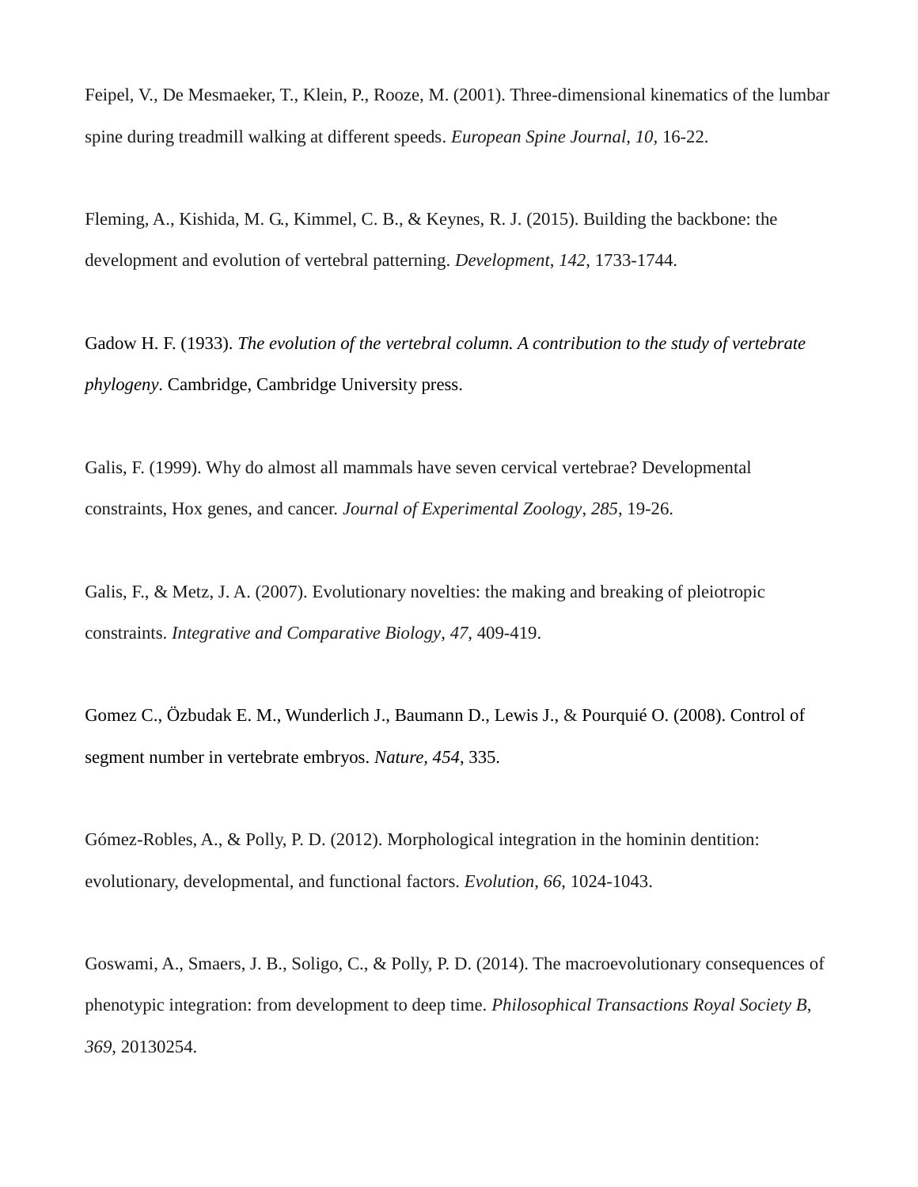Feipel, V., De Mesmaeker, T., Klein, P., Rooze, M. (2001). Three-dimensional kinematics of the lumbar spine during treadmill walking at different speeds. *European Spine Journal*, *10*, 16-22.

Fleming, A., Kishida, M. G., Kimmel, C. B., & Keynes, R. J. (2015). Building the backbone: the development and evolution of vertebral patterning. *Development*, *142*, 1733-1744.

Gadow H. F. (1933). *The evolution of the vertebral column. A contribution to the study of vertebrate phylogeny*. Cambridge, Cambridge University press.

Galis, F. (1999). Why do almost all mammals have seven cervical vertebrae? Developmental constraints, Hox genes, and cancer. *Journal of Experimental Zoology*, *285*, 19-26.

Galis, F., & Metz, J. A. (2007). Evolutionary novelties: the making and breaking of pleiotropic constraints. *Integrative and Comparative Biology*, *47*, 409-419.

Gomez C., Özbudak E. M., Wunderlich J., Baumann D., Lewis J., & Pourquié O. (2008). Control of segment number in vertebrate embryos. *Nature*, *454*, 335.

Gómez-Robles, A., & Polly, P. D. (2012). Morphological integration in the hominin dentition: evolutionary, developmental, and functional factors. *Evolution*, *66*, 1024-1043.

Goswami, A., Smaers, J. B., Soligo, C., & Polly, P. D. (2014). The macroevolutionary consequences of phenotypic integration: from development to deep time. *Philosophical Transactions Royal Society B*, *369*, 20130254.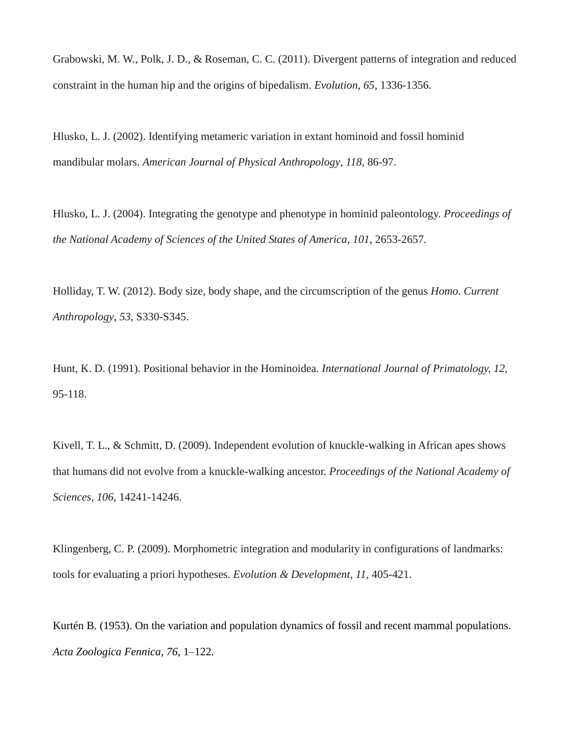Grabowski, M. W., Polk, J. D., & Roseman, C. C. (2011). Divergent patterns of integration and reduced constraint in the human hip and the origins of bipedalism. *Evolution*, *65*, 1336-1356.

Hlusko, L. J. (2002). Identifying metameric variation in extant hominoid and fossil hominid mandibular molars. *American Journal of Physical Anthropology*, *118*, 86-97.

Hlusko, L. J. (2004). Integrating the genotype and phenotype in hominid paleontology. *Proceedings of the National Academy of Sciences of the United States of America*, *101*, 2653-2657.

Holliday, T. W. (2012). Body size, body shape, and the circumscription of the genus *Homo*. *Current Anthropology*, *53*, S330-S345.

Hunt, K. D. (1991). Positional behavior in the Hominoidea. *International Journal of Primatology, 12,* 95-118.

Kivell, T. L., & Schmitt, D. (2009). Independent evolution of knuckle-walking in African apes shows that humans did not evolve from a knuckle-walking ancestor. *Proceedings of the National Academy of Sciences*, *106*, 14241-14246.

Klingenberg, C. P. (2009). Morphometric integration and modularity in configurations of landmarks: tools for evaluating a priori hypotheses. *Evolution & Development*, *11*, 405-421.

Kurtén B. (1953). On the variation and population dynamics of fossil and recent mammal populations. *Acta Zoologica Fennica, 76*, 1–122.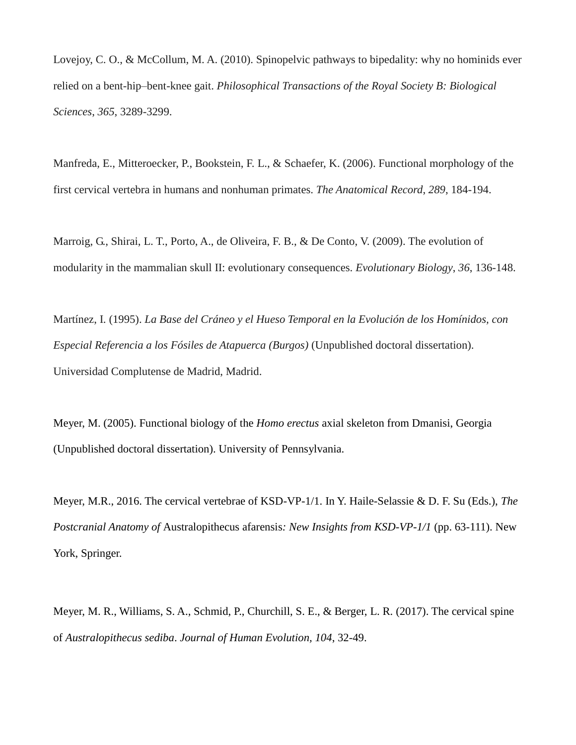Lovejoy, C. O., & McCollum, M. A. (2010). Spinopelvic pathways to bipedality: why no hominids ever relied on a bent-hip–bent-knee gait. *Philosophical Transactions of the Royal Society B: Biological Sciences*, *365*, 3289-3299.

Manfreda, E., Mitteroecker, P., Bookstein, F. L., & Schaefer, K. (2006). Functional morphology of the first cervical vertebra in humans and nonhuman primates. *The Anatomical Record*, *289*, 184-194.

Marroig, G., Shirai, L. T., Porto, A., de Oliveira, F. B., & De Conto, V. (2009). The evolution of modularity in the mammalian skull II: evolutionary consequences. *Evolutionary Biology*, *36*, 136-148.

Martínez, I. (1995). *La Base del Cráneo y el Hueso Temporal en la Evolución de los Homínidos, con Especial Referencia a los Fósiles de Atapuerca (Burgos)* (Unpublished doctoral dissertation). Universidad Complutense de Madrid, Madrid.

Meyer, M. (2005). Functional biology of the *Homo erectus* axial skeleton from Dmanisi, Georgia (Unpublished doctoral dissertation). University of Pennsylvania.

Meyer, M.R., 2016. The cervical vertebrae of KSD-VP-1/1. In Y. Haile-Selassie & D. F. Su (Eds.), *The Postcranial Anatomy of* Australopithecus afarensis*: New Insights from KSD-VP-1/1* (pp. 63-111). New York, Springer.

Meyer, M. R., Williams, S. A., Schmid, P., Churchill, S. E., & Berger, L. R. (2017). The cervical spine of *Australopithecus sediba*. *Journal of Human Evolution, 104*, 32-49.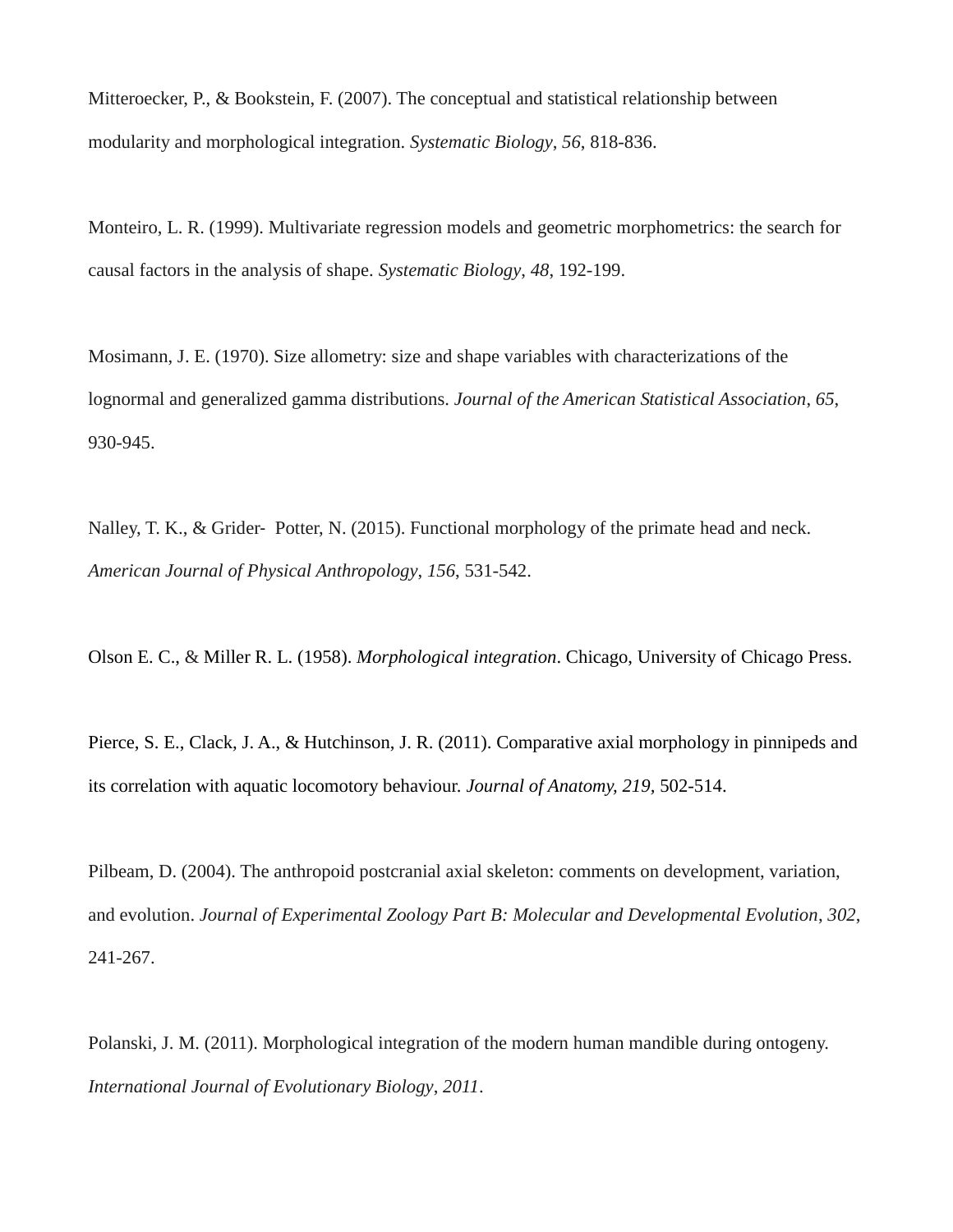Mitteroecker, P., & Bookstein, F. (2007). The conceptual and statistical relationship between modularity and morphological integration. *Systematic Biology*, *56*, 818-836.

Monteiro, L. R. (1999). Multivariate regression models and geometric morphometrics: the search for causal factors in the analysis of shape. *Systematic Biology*, *48*, 192-199.

Mosimann, J. E. (1970). Size allometry: size and shape variables with characterizations of the lognormal and generalized gamma distributions. *Journal of the American Statistical Association*, *65*, 930-945.

Nalley, T. K., & Grider- Potter, N. (2015). Functional morphology of the primate head and neck. *American Journal of Physical Anthropology*, *156*, 531-542.

Olson E. C., & Miller R. L. (1958). *Morphological integration*. Chicago, University of Chicago Press.

Pierce, S. E., Clack, J. A., & Hutchinson, J. R. (2011). Comparative axial morphology in pinnipeds and its correlation with aquatic locomotory behaviour. *Journal of Anatomy*, *219*, 502-514.

Pilbeam, D. (2004). The anthropoid postcranial axial skeleton: comments on development, variation, and evolution. *Journal of Experimental Zoology Part B: Molecular and Developmental Evolution*, *302*, 241-267.

Polanski, J. M. (2011). Morphological integration of the modern human mandible during ontogeny. *International Journal of Evolutionary Biology*, *2011*.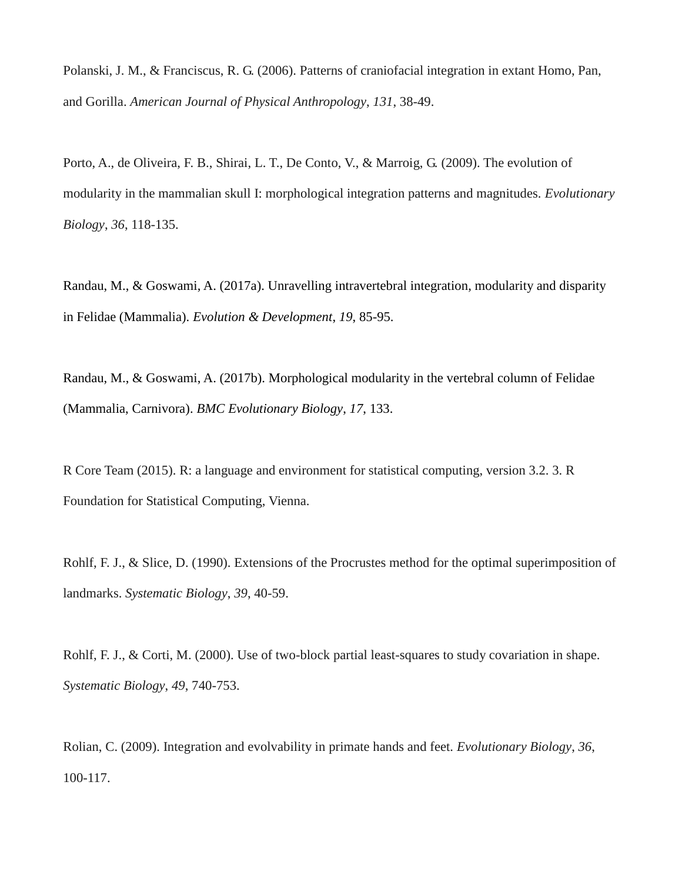Polanski, J. M., & Franciscus, R. G. (2006). Patterns of craniofacial integration in extant Homo, Pan, and Gorilla. *American Journal of Physical Anthropology*, *131*, 38-49.

Porto, A., de Oliveira, F. B., Shirai, L. T., De Conto, V., & Marroig, G. (2009). The evolution of modularity in the mammalian skull I: morphological integration patterns and magnitudes. *Evolutionary Biology*, *36*, 118-135.

Randau, M., & Goswami, A. (2017a). Unravelling intravertebral integration, modularity and disparity in Felidae (Mammalia). *Evolution & Development, 19,* 85-95.

Randau, M., & Goswami, A. (2017b). Morphological modularity in the vertebral column of Felidae (Mammalia, Carnivora). *BMC Evolutionary Biology*, *17*, 133.

R Core Team (2015). R: a language and environment for statistical computing, version 3.2. 3. R Foundation for Statistical Computing, Vienna.

Rohlf, F. J., & Slice, D. (1990). Extensions of the Procrustes method for the optimal superimposition of landmarks. *Systematic Biology*, *39*, 40-59.

Rohlf, F. J., & Corti, M. (2000). Use of two-block partial least-squares to study covariation in shape. *Systematic Biology*, *49*, 740-753.

Rolian, C. (2009). Integration and evolvability in primate hands and feet. *Evolutionary Biology*, *36*, 100-117.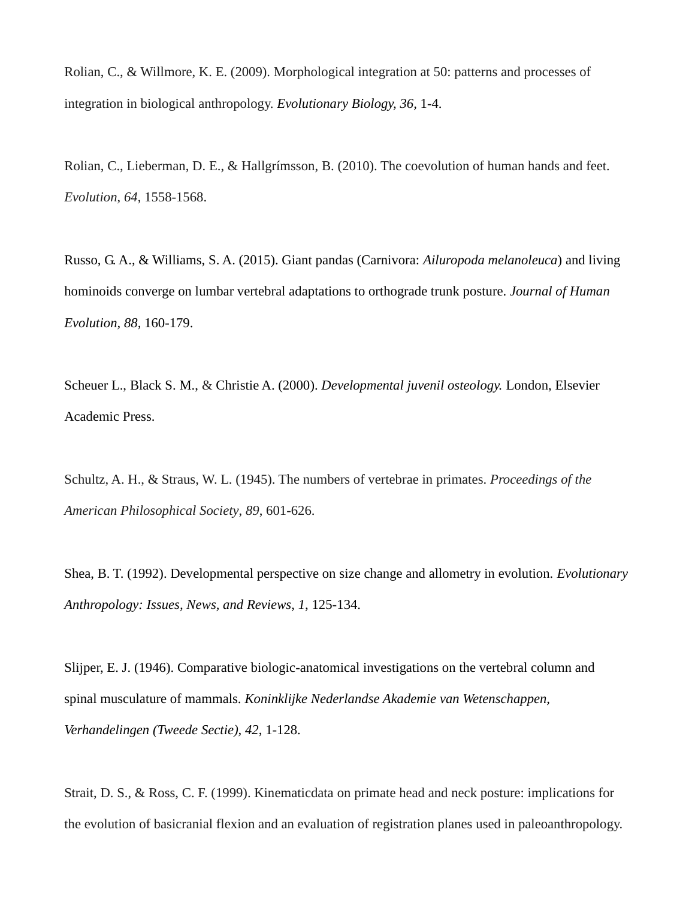Rolian, C., & Willmore, K. E. (2009). Morphological integration at 50: patterns and processes of integration in biological anthropology. *Evolutionary Biology, 36*, 1-4.

Rolian, C., Lieberman, D. E., & Hallgrímsson, B. (2010). The coevolution of human hands and feet. *Evolution*, *64*, 1558-1568.

Russo, G. A., & Williams, S. A. (2015). Giant pandas (Carnivora: *Ailuropoda melanoleuca*) and living hominoids converge on lumbar vertebral adaptations to orthograde trunk posture. *Journal of Human Evolution, 88*, 160-179.

Scheuer L., Black S. M., & Christie A. (2000). *Developmental juvenil osteology.* London, Elsevier Academic Press.

Schultz, A. H., & Straus, W. L. (1945). The numbers of vertebrae in primates. *Proceedings of the American Philosophical Society*, *89*, 601-626.

Shea, B. T. (1992). Developmental perspective on size change and allometry in evolution. *Evolutionary Anthropology: Issues, News, and Reviews*, *1*, 125-134.

Slijper, E. J. (1946). Comparative biologic-anatomical investigations on the vertebral column and spinal musculature of mammals. *Koninklijke Nederlandse Akademie van Wetenschappen, Verhandelingen (Tweede Sectie), 42*, 1-128.

Strait, D. S., & Ross, C. F. (1999). Kinematicdata on primate head and neck posture: implications for the evolution of basicranial flexion and an evaluation of registration planes used in paleoanthropology.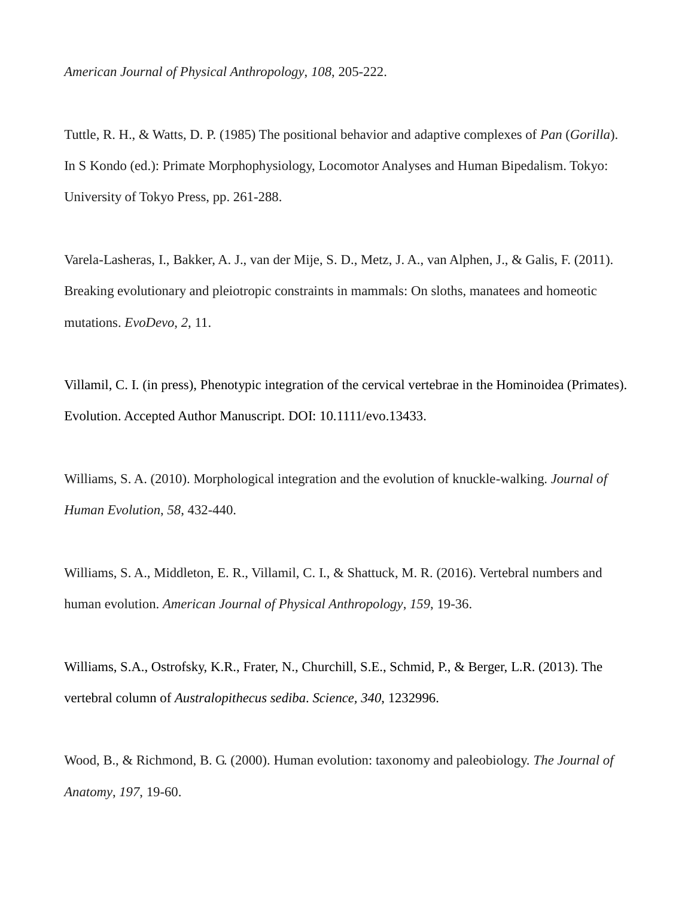*American Journal of Physical Anthropology*, *108*, 205-222.

Tuttle, R. H., & Watts, D. P. (1985) The positional behavior and adaptive complexes of *Pan* (*Gorilla*). In S Kondo (ed.): Primate Morphophysiology, Locomotor Analyses and Human Bipedalism. Tokyo: University of Tokyo Press, pp. 261-288.

Varela-Lasheras, I., Bakker, A. J., van der Mije, S. D., Metz, J. A., van Alphen, J., & Galis, F. (2011). Breaking evolutionary and pleiotropic constraints in mammals: On sloths, manatees and homeotic mutations. *EvoDevo*, *2*, 11.

Villamil, C. I. (in press), Phenotypic integration of the cervical vertebrae in the Hominoidea (Primates). Evolution. Accepted Author Manuscript. DOI: 10.1111/evo.13433.

Williams, S. A. (2010). Morphological integration and the evolution of knuckle-walking. *Journal of Human Evolution*, *58*, 432-440.

Williams, S. A., Middleton, E. R., Villamil, C. I., & Shattuck, M. R. (2016). Vertebral numbers and human evolution. *American Journal of Physical Anthropology*, *159*, 19-36.

Williams, S.A., Ostrofsky, K.R., Frater, N., Churchill, S.E., Schmid, P., & Berger, L.R. (2013). The vertebral column of *Australopithecus sediba*. *Science*, *340*, 1232996.

Wood, B., & Richmond, B. G. (2000). Human evolution: taxonomy and paleobiology. *The Journal of Anatomy*, *197*, 19-60.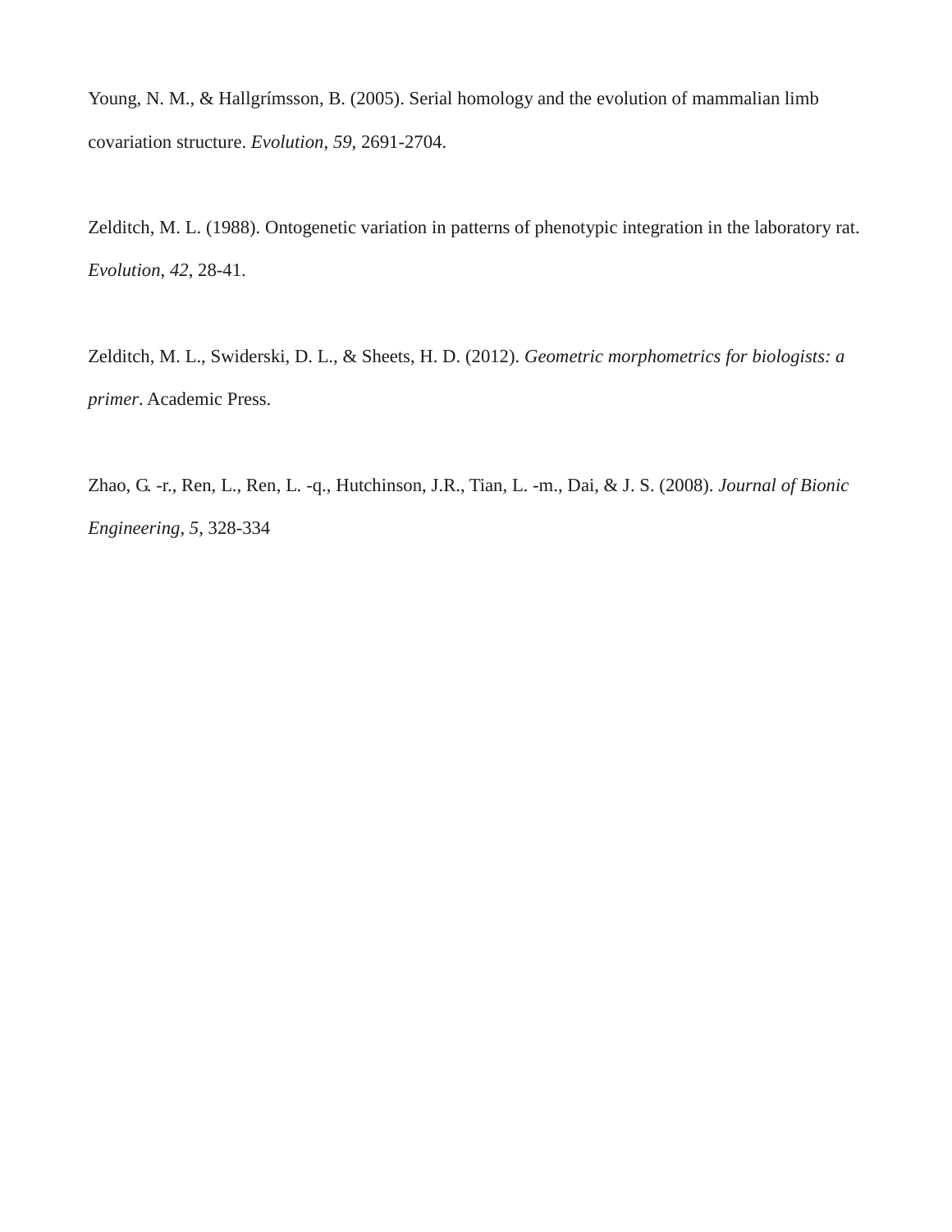Young, N. M., & Hallgrímsson, B. (2005). Serial homology and the evolution of mammalian limb covariation structure. *Evolution*, *59*, 2691-2704.

Zelditch, M. L. (1988). Ontogenetic variation in patterns of phenotypic integration in the laboratory rat. *Evolution*, *42*, 28-41.

Zelditch, M. L., Swiderski, D. L., & Sheets, H. D. (2012). *Geometric morphometrics for biologists: a primer*. Academic Press.

Zhao, G. -r., Ren, L., Ren, L. -q., Hutchinson, J.R., Tian, L. -m., Dai, & J. S. (2008). *Journal of Bionic Engineering, 5,* 328-334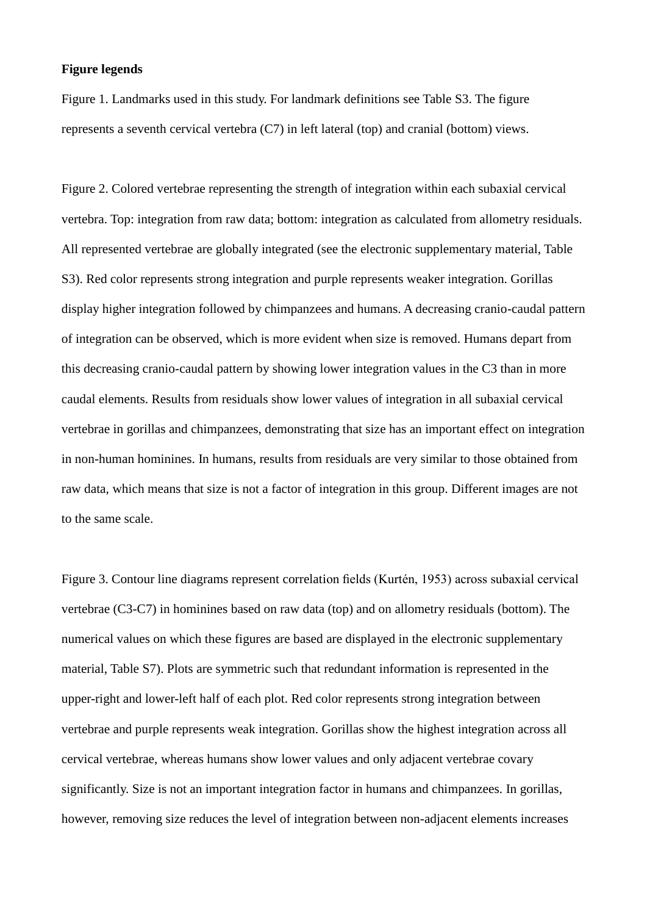**Figure legends**

Figure 1. Landmarks used in this study. For landmark definitions see Table S3. The figure represents a seventh cervical vertebra (C7) in left lateral (top) and cranial (bottom) views.

Figure 2. Colored vertebrae representing the strength of integration within each subaxial cervical vertebra. Top: integration from raw data; bottom: integration as calculated from allometry residuals. All represented vertebrae are globally integrated (see the electronic supplementary material, Table S3). Red color represents strong integration and purple represents weaker integration. Gorillas display higher integration followed by chimpanzees and humans. A decreasing cranio-caudal pattern of integration can be observed, which is more evident when size is removed. Humans depart from this decreasing cranio-caudal pattern by showing lower integration values in the C3 than in more caudal elements. Results from residuals show lower values of integration in all subaxial cervical vertebrae in gorillas and chimpanzees, demonstrating that size has an important effect on integration in non-human hominines. In humans, results from residuals are very similar to those obtained from raw data, which means that size is not a factor of integration in this group. Different images are not to the same scale.

Figure 3. Contour line diagrams represent correlation fields (Kurtén, 1953) across subaxial cervical vertebrae (C3-C7) in hominines based on raw data (top) and on allometry residuals (bottom). The numerical values on which these figures are based are displayed in the electronic supplementary material, Table S7). Plots are symmetric such that redundant information is represented in the upper-right and lower-left half of each plot. Red color represents strong integration between vertebrae and purple represents weak integration. Gorillas show the highest integration across all cervical vertebrae, whereas humans show lower values and only adjacent vertebrae covary significantly. Size is not an important integration factor in humans and chimpanzees. In gorillas, however, removing size reduces the level of integration between non-adjacent elements increases